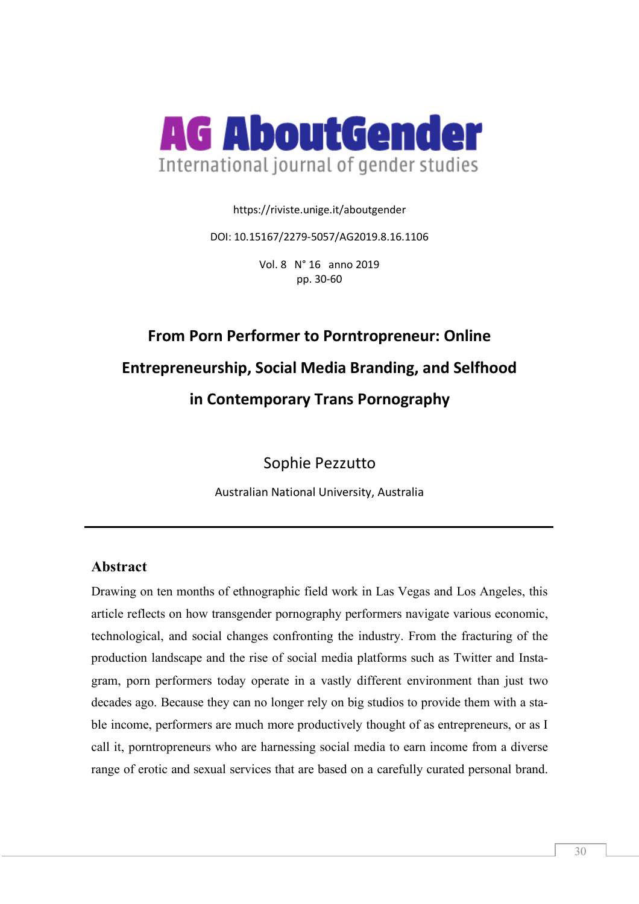**AG AboutGender**

International journal of gender studies

https://riviste.unige.it/aboutgender

DOI: 10.15167/2279-5057/AG2019.8.16.1106

Vol. 8 N° 16 anno 2019
pp. 30-60

# From Porn Performer to Porntropreneur: Online Entrepreneurship, Social Media Branding, and Selfhood in Contemporary Trans Pornography

Sophie Pezzutto

Australian National University, Australia

## Abstract

Drawing on ten months of ethnographic field work in Las Vegas and Los Angeles, this article reflects on how transgender pornography performers navigate various economic, technological, and social changes confronting the industry. From the fracturing of the production landscape and the rise of social media platforms such as Twitter and Instagram, porn performers today operate in a vastly different environment than just two decades ago. Because they can no longer rely on big studios to provide them with a stable income, performers are much more productively thought of as entrepreneurs, or as I call it, porntropreneurs who are harnessing social media to earn income from a diverse range of erotic and sexual services that are based on a carefully curated personal brand.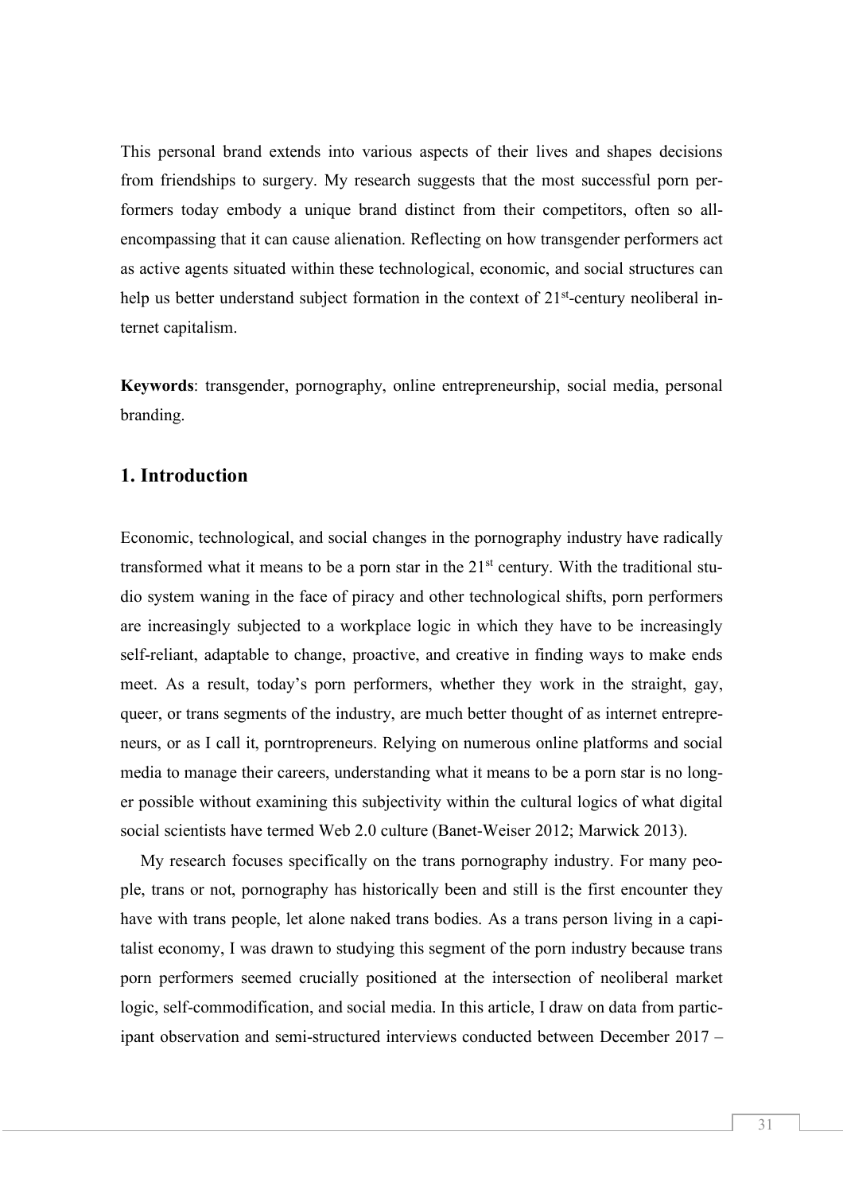This personal brand extends into various aspects of their lives and shapes decisions from friendships to surgery. My research suggests that the most successful porn performers today embody a unique brand distinct from their competitors, often so all-encompassing that it can cause alienation. Reflecting on how transgender performers act as active agents situated within these technological, economic, and social structures can help us better understand subject formation in the context of 21st-century neoliberal internet capitalism.

**Keywords**: transgender, pornography, online entrepreneurship, social media, personal branding.

## 1. Introduction

Economic, technological, and social changes in the pornography industry have radically transformed what it means to be a porn star in the 21st century. With the traditional studio system waning in the face of piracy and other technological shifts, porn performers are increasingly subjected to a workplace logic in which they have to be increasingly self-reliant, adaptable to change, proactive, and creative in finding ways to make ends meet. As a result, today's porn performers, whether they work in the straight, gay, queer, or trans segments of the industry, are much better thought of as internet entrepreneurs, or as I call it, porntropreneurs. Relying on numerous online platforms and social media to manage their careers, understanding what it means to be a porn star is no longer possible without examining this subjectivity within the cultural logics of what digital social scientists have termed Web 2.0 culture (Banet-Weiser 2012; Marwick 2013).

My research focuses specifically on the trans pornography industry. For many people, trans or not, pornography has historically been and still is the first encounter they have with trans people, let alone naked trans bodies. As a trans person living in a capitalist economy, I was drawn to studying this segment of the porn industry because trans porn performers seemed crucially positioned at the intersection of neoliberal market logic, self-commodification, and social media. In this article, I draw on data from participant observation and semi-structured interviews conducted between December 2017 –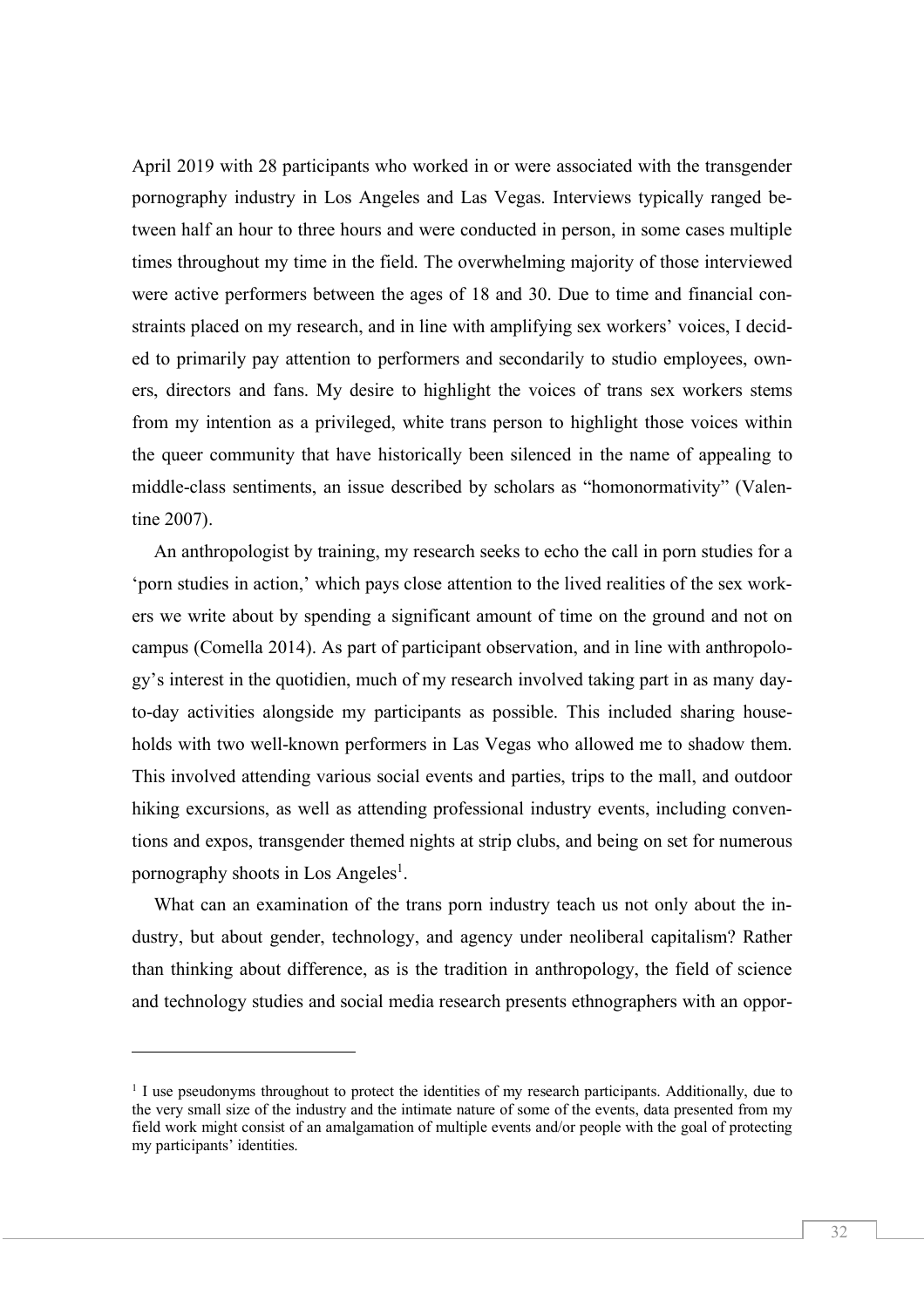April 2019 with 28 participants who worked in or were associated with the transgender pornography industry in Los Angeles and Las Vegas. Interviews typically ranged between half an hour to three hours and were conducted in person, in some cases multiple times throughout my time in the field. The overwhelming majority of those interviewed were active performers between the ages of 18 and 30. Due to time and financial constraints placed on my research, and in line with amplifying sex workers' voices, I decided to primarily pay attention to performers and secondarily to studio employees, owners, directors and fans. My desire to highlight the voices of trans sex workers stems from my intention as a privileged, white trans person to highlight those voices within the queer community that have historically been silenced in the name of appealing to middle-class sentiments, an issue described by scholars as "homonormativity" (Valentine 2007).

An anthropologist by training, my research seeks to echo the call in porn studies for a 'porn studies in action,' which pays close attention to the lived realities of the sex workers we write about by spending a significant amount of time on the ground and not on campus (Comella 2014). As part of participant observation, and in line with anthropology's interest in the quotidien, much of my research involved taking part in as many day-to-day activities alongside my participants as possible. This included sharing households with two well-known performers in Las Vegas who allowed me to shadow them. This involved attending various social events and parties, trips to the mall, and outdoor hiking excursions, as well as attending professional industry events, including conventions and expos, transgender themed nights at strip clubs, and being on set for numerous pornography shoots in Los Angeles[1].

What can an examination of the trans porn industry teach us not only about the industry, but about gender, technology, and agency under neoliberal capitalism? Rather than thinking about difference, as is the tradition in anthropology, the field of science and technology studies and social media research presents ethnographers with an oppor-

[1] I use pseudonyms throughout to protect the identities of my research participants. Additionally, due to the very small size of the industry and the intimate nature of some of the events, data presented from my field work might consist of an amalgamation of multiple events and/or people with the goal of protecting my participants' identities.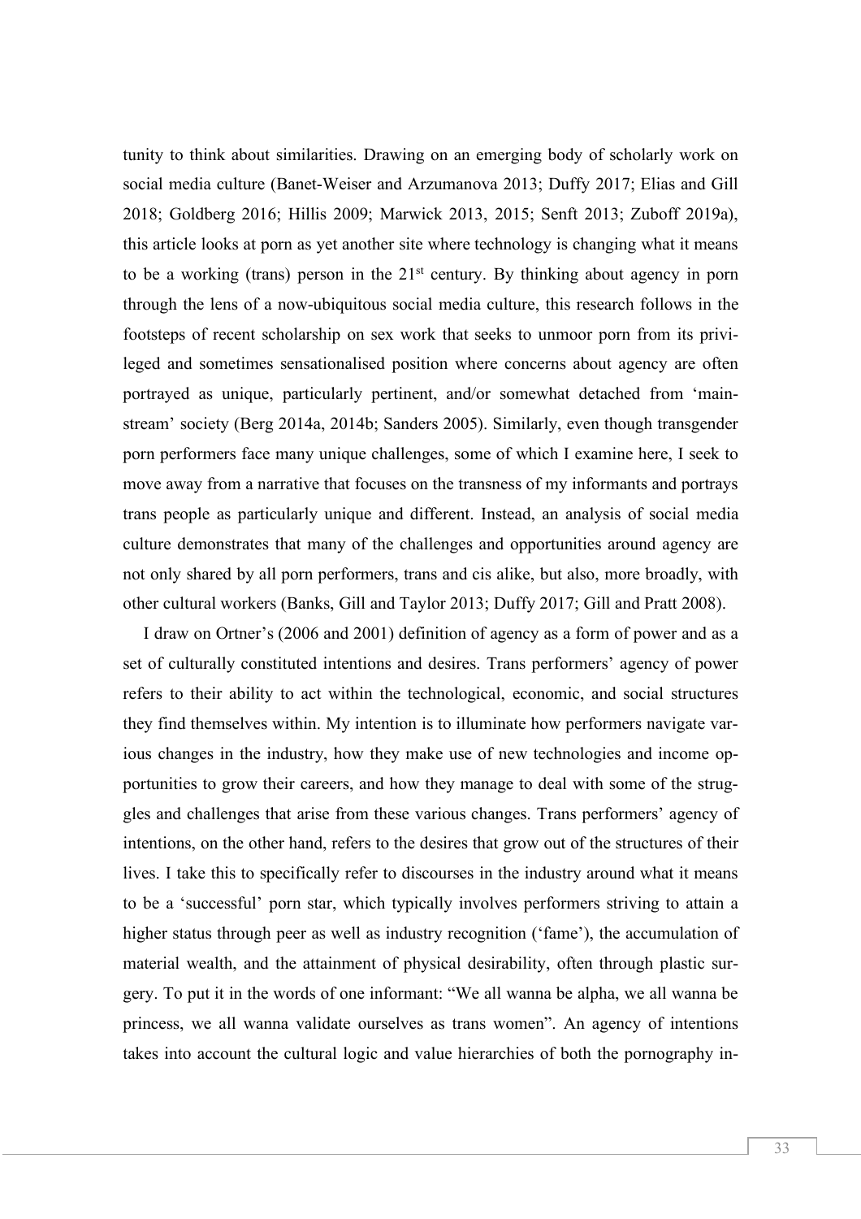tunity to think about similarities. Drawing on an emerging body of scholarly work on social media culture (Banet-Weiser and Arzumanova 2013; Duffy 2017; Elias and Gill 2018; Goldberg 2016; Hillis 2009; Marwick 2013, 2015; Senft 2013; Zuboff 2019a), this article looks at porn as yet another site where technology is changing what it means to be a working (trans) person in the 21st century. By thinking about agency in porn through the lens of a now-ubiquitous social media culture, this research follows in the footsteps of recent scholarship on sex work that seeks to unmoor porn from its privileged and sometimes sensationalised position where concerns about agency are often portrayed as unique, particularly pertinent, and/or somewhat detached from 'mainstream' society (Berg 2014a, 2014b; Sanders 2005). Similarly, even though transgender porn performers face many unique challenges, some of which I examine here, I seek to move away from a narrative that focuses on the transness of my informants and portrays trans people as particularly unique and different. Instead, an analysis of social media culture demonstrates that many of the challenges and opportunities around agency are not only shared by all porn performers, trans and cis alike, but also, more broadly, with other cultural workers (Banks, Gill and Taylor 2013; Duffy 2017; Gill and Pratt 2008).

I draw on Ortner's (2006 and 2001) definition of agency as a form of power and as a set of culturally constituted intentions and desires. Trans performers' agency of power refers to their ability to act within the technological, economic, and social structures they find themselves within. My intention is to illuminate how performers navigate various changes in the industry, how they make use of new technologies and income opportunities to grow their careers, and how they manage to deal with some of the struggles and challenges that arise from these various changes. Trans performers' agency of intentions, on the other hand, refers to the desires that grow out of the structures of their lives. I take this to specifically refer to discourses in the industry around what it means to be a 'successful' porn star, which typically involves performers striving to attain a higher status through peer as well as industry recognition ('fame'), the accumulation of material wealth, and the attainment of physical desirability, often through plastic surgery. To put it in the words of one informant: "We all wanna be alpha, we all wanna be princess, we all wanna validate ourselves as trans women". An agency of intentions takes into account the cultural logic and value hierarchies of both the pornography in-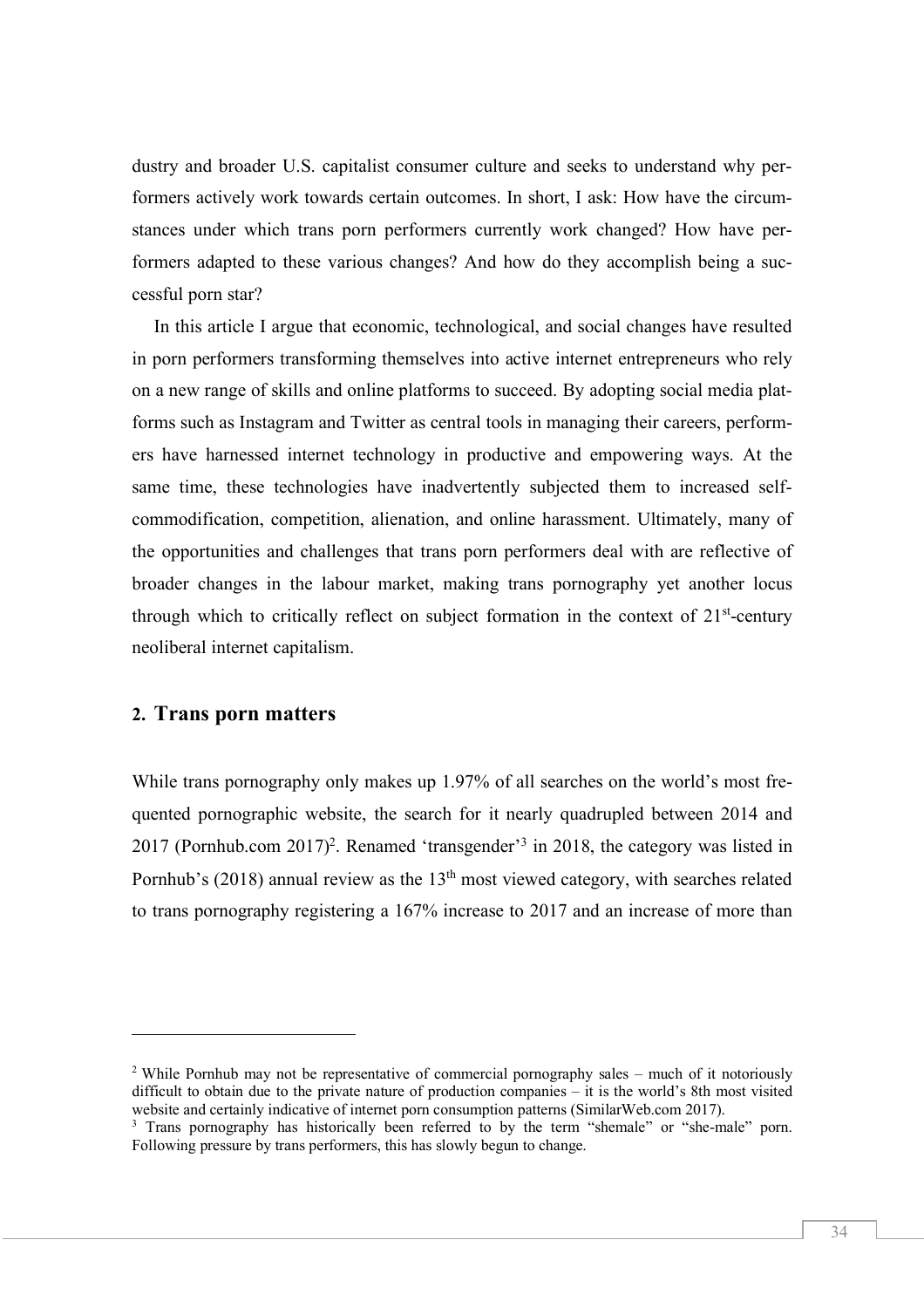dustry and broader U.S. capitalist consumer culture and seeks to understand why performers actively work towards certain outcomes. In short, I ask: How have the circumstances under which trans porn performers currently work changed? How have performers adapted to these various changes? And how do they accomplish being a successful porn star?

In this article I argue that economic, technological, and social changes have resulted in porn performers transforming themselves into active internet entrepreneurs who rely on a new range of skills and online platforms to succeed. By adopting social media platforms such as Instagram and Twitter as central tools in managing their careers, performers have harnessed internet technology in productive and empowering ways. At the same time, these technologies have inadvertently subjected them to increased self-commodification, competition, alienation, and online harassment. Ultimately, many of the opportunities and challenges that trans porn performers deal with are reflective of broader changes in the labour market, making trans pornography yet another locus through which to critically reflect on subject formation in the context of 21st-century neoliberal internet capitalism.

## 2. Trans porn matters

While trans pornography only makes up 1.97% of all searches on the world's most frequented pornographic website, the search for it nearly quadrupled between 2014 and 2017 (Pornhub.com 2017)[2]. Renamed 'transgender'[3] in 2018, the category was listed in Pornhub's (2018) annual review as the 13th most viewed category, with searches related to trans pornography registering a 167% increase to 2017 and an increase of more than

---

[2] While Pornhub may not be representative of commercial pornography sales – much of it notoriously difficult to obtain due to the private nature of production companies – it is the world's 8th most visited website and certainly indicative of internet porn consumption patterns (SimilarWeb.com 2017).

[3] Trans pornography has historically been referred to by the term "shemale" or "she-male" porn. Following pressure by trans performers, this has slowly begun to change.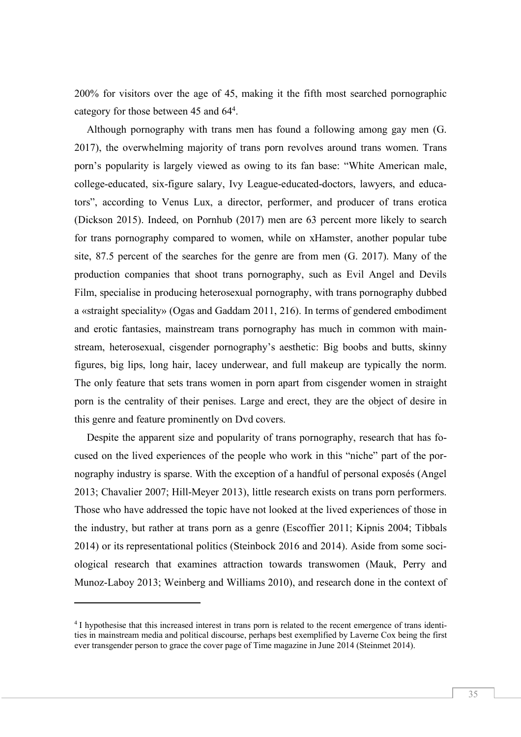200% for visitors over the age of 45, making it the fifth most searched pornographic category for those between 45 and 64[4].

Although pornography with trans men has found a following among gay men (G. 2017), the overwhelming majority of trans porn revolves around trans women. Trans porn's popularity is largely viewed as owing to its fan base: "White American male, college-educated, six-figure salary, Ivy League-educated-doctors, lawyers, and educators", according to Venus Lux, a director, performer, and producer of trans erotica (Dickson 2015). Indeed, on Pornhub (2017) men are 63 percent more likely to search for trans pornography compared to women, while on xHamster, another popular tube site, 87.5 percent of the searches for the genre are from men (G. 2017). Many of the production companies that shoot trans pornography, such as Evil Angel and Devils Film, specialise in producing heterosexual pornography, with trans pornography dubbed a «straight speciality» (Ogas and Gaddam 2011, 216). In terms of gendered embodiment and erotic fantasies, mainstream trans pornography has much in common with mainstream, heterosexual, cisgender pornography's aesthetic: Big boobs and butts, skinny figures, big lips, long hair, lacey underwear, and full makeup are typically the norm. The only feature that sets trans women in porn apart from cisgender women in straight porn is the centrality of their penises. Large and erect, they are the object of desire in this genre and feature prominently on Dvd covers.

Despite the apparent size and popularity of trans pornography, research that has focused on the lived experiences of the people who work in this "niche" part of the pornography industry is sparse. With the exception of a handful of personal exposés (Angel 2013; Chavalier 2007; Hill-Meyer 2013), little research exists on trans porn performers. Those who have addressed the topic have not looked at the lived experiences of those in the industry, but rather at trans porn as a genre (Escoffier 2011; Kipnis 2004; Tibbals 2014) or its representational politics (Steinbock 2016 and 2014). Aside from some sociological research that examines attraction towards transwomen (Mauk, Perry and Munoz-Laboy 2013; Weinberg and Williams 2010), and research done in the context of

---

[4] I hypothesise that this increased interest in trans porn is related to the recent emergence of trans identities in mainstream media and political discourse, perhaps best exemplified by Laverne Cox being the first ever transgender person to grace the cover page of Time magazine in June 2014 (Steinmet 2014).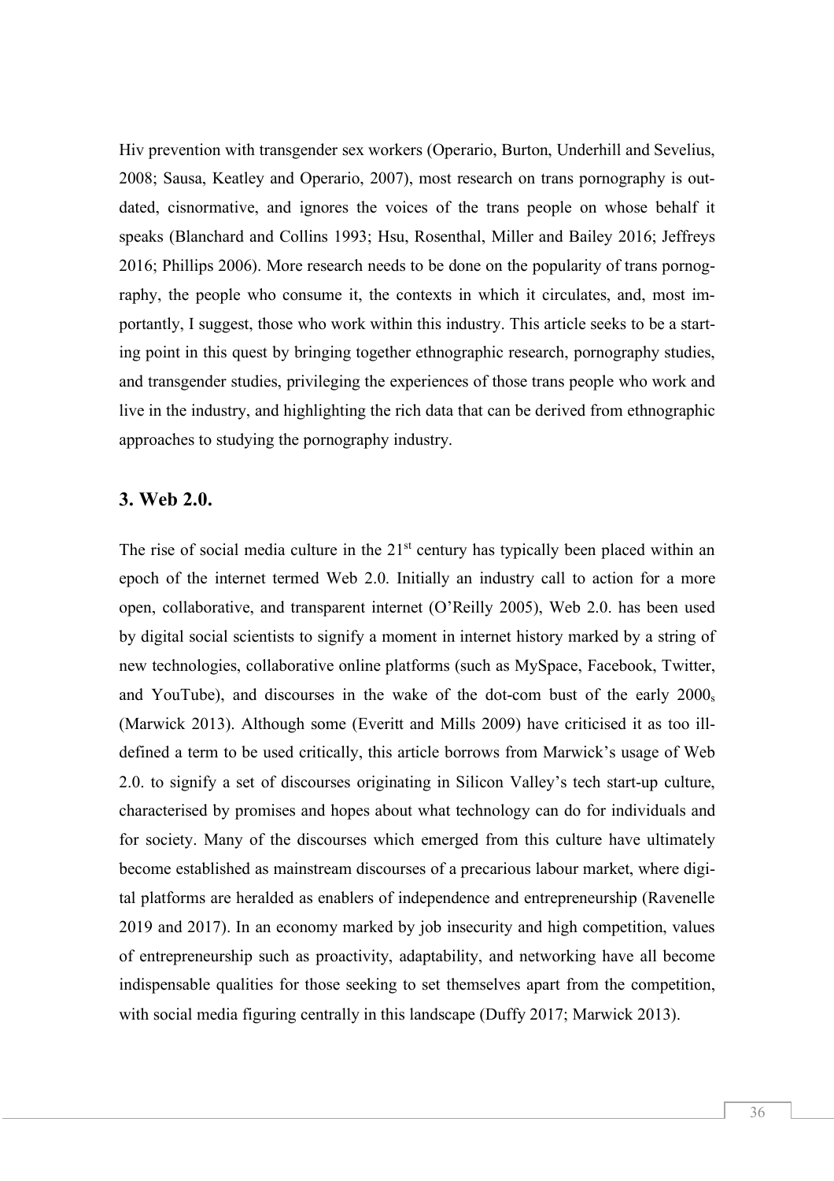Hiv prevention with transgender sex workers (Operario, Burton, Underhill and Sevelius, 2008; Sausa, Keatley and Operario, 2007), most research on trans pornography is outdated, cisnormative, and ignores the voices of the trans people on whose behalf it speaks (Blanchard and Collins 1993; Hsu, Rosenthal, Miller and Bailey 2016; Jeffreys 2016; Phillips 2006). More research needs to be done on the popularity of trans pornography, the people who consume it, the contexts in which it circulates, and, most importantly, I suggest, those who work within this industry. This article seeks to be a starting point in this quest by bringing together ethnographic research, pornography studies, and transgender studies, privileging the experiences of those trans people who work and live in the industry, and highlighting the rich data that can be derived from ethnographic approaches to studying the pornography industry.

## 3. Web 2.0.

The rise of social media culture in the 21st century has typically been placed within an epoch of the internet termed Web 2.0. Initially an industry call to action for a more open, collaborative, and transparent internet (O'Reilly 2005), Web 2.0. has been used by digital social scientists to signify a moment in internet history marked by a string of new technologies, collaborative online platforms (such as MySpace, Facebook, Twitter, and YouTube), and discourses in the wake of the dot-com bust of the early 2000s (Marwick 2013). Although some (Everitt and Mills 2009) have criticised it as too ill-defined a term to be used critically, this article borrows from Marwick's usage of Web 2.0. to signify a set of discourses originating in Silicon Valley's tech start-up culture, characterised by promises and hopes about what technology can do for individuals and for society. Many of the discourses which emerged from this culture have ultimately become established as mainstream discourses of a precarious labour market, where digital platforms are heralded as enablers of independence and entrepreneurship (Ravenelle 2019 and 2017). In an economy marked by job insecurity and high competition, values of entrepreneurship such as proactivity, adaptability, and networking have all become indispensable qualities for those seeking to set themselves apart from the competition, with social media figuring centrally in this landscape (Duffy 2017; Marwick 2013).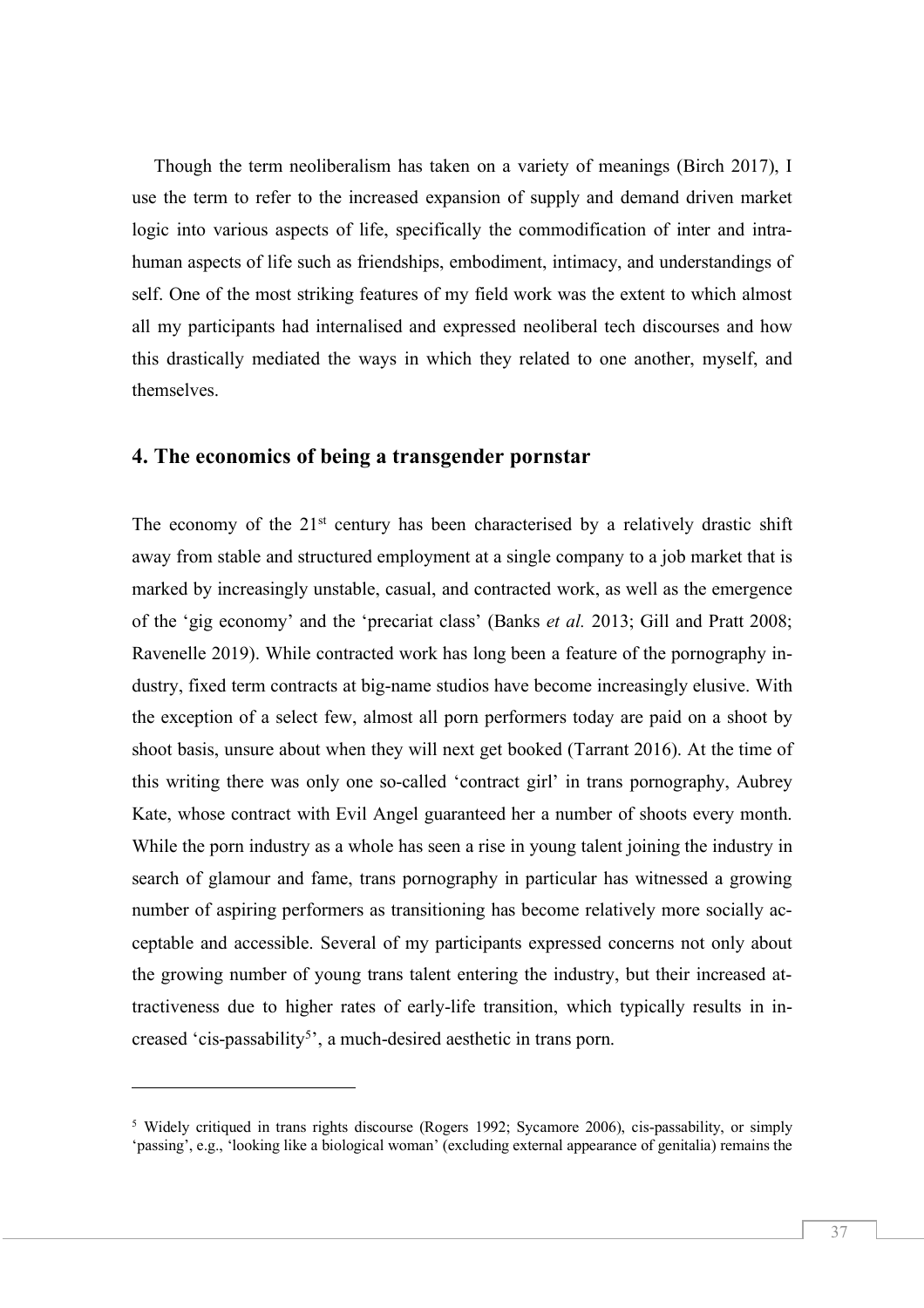Though the term neoliberalism has taken on a variety of meanings (Birch 2017), I use the term to refer to the increased expansion of supply and demand driven market logic into various aspects of life, specifically the commodification of inter and intra-human aspects of life such as friendships, embodiment, intimacy, and understandings of self. One of the most striking features of my field work was the extent to which almost all my participants had internalised and expressed neoliberal tech discourses and how this drastically mediated the ways in which they related to one another, myself, and themselves.

## 4. The economics of being a transgender pornstar

The economy of the 21st century has been characterised by a relatively drastic shift away from stable and structured employment at a single company to a job market that is marked by increasingly unstable, casual, and contracted work, as well as the emergence of the 'gig economy' and the 'precariat class' (Banks *et al.* 2013; Gill and Pratt 2008; Ravenelle 2019). While contracted work has long been a feature of the pornography industry, fixed term contracts at big-name studios have become increasingly elusive. With the exception of a select few, almost all porn performers today are paid on a shoot by shoot basis, unsure about when they will next get booked (Tarrant 2016). At the time of this writing there was only one so-called 'contract girl' in trans pornography, Aubrey Kate, whose contract with Evil Angel guaranteed her a number of shoots every month. While the porn industry as a whole has seen a rise in young talent joining the industry in search of glamour and fame, trans pornography in particular has witnessed a growing number of aspiring performers as transitioning has become relatively more socially acceptable and accessible. Several of my participants expressed concerns not only about the growing number of young trans talent entering the industry, but their increased attractiveness due to higher rates of early-life transition, which typically results in increased 'cis-passability[5]', a much-desired aesthetic in trans porn.

---

[5] Widely critiqued in trans rights discourse (Rogers 1992; Sycamore 2006), cis-passability, or simply 'passing', e.g., 'looking like a biological woman' (excluding external appearance of genitalia) remains the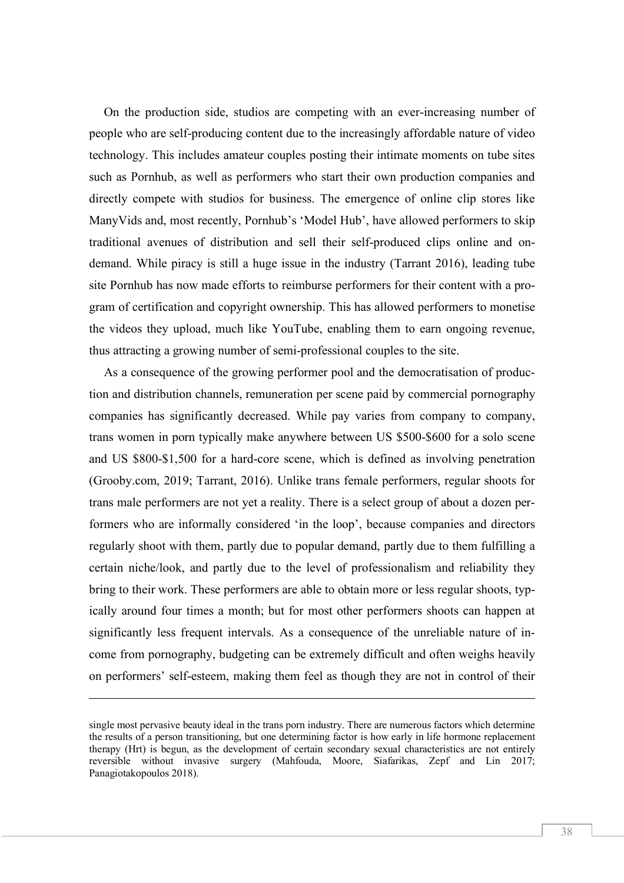On the production side, studios are competing with an ever-increasing number of people who are self-producing content due to the increasingly affordable nature of video technology. This includes amateur couples posting their intimate moments on tube sites such as Pornhub, as well as performers who start their own production companies and directly compete with studios for business. The emergence of online clip stores like ManyVids and, most recently, Pornhub's 'Model Hub', have allowed performers to skip traditional avenues of distribution and sell their self-produced clips online and on-demand. While piracy is still a huge issue in the industry (Tarrant 2016), leading tube site Pornhub has now made efforts to reimburse performers for their content with a program of certification and copyright ownership. This has allowed performers to monetise the videos they upload, much like YouTube, enabling them to earn ongoing revenue, thus attracting a growing number of semi-professional couples to the site.

As a consequence of the growing performer pool and the democratisation of production and distribution channels, remuneration per scene paid by commercial pornography companies has significantly decreased. While pay varies from company to company, trans women in porn typically make anywhere between US $500-$600 for a solo scene and US $800-$1,500 for a hard-core scene, which is defined as involving penetration (Grooby.com, 2019; Tarrant, 2016). Unlike trans female performers, regular shoots for trans male performers are not yet a reality. There is a select group of about a dozen performers who are informally considered 'in the loop', because companies and directors regularly shoot with them, partly due to popular demand, partly due to them fulfilling a certain niche/look, and partly due to the level of professionalism and reliability they bring to their work. These performers are able to obtain more or less regular shoots, typically around four times a month; but for most other performers shoots can happen at significantly less frequent intervals. As a consequence of the unreliable nature of income from pornography, budgeting can be extremely difficult and often weighs heavily on performers' self-esteem, making them feel as though they are not in control of their

---

single most pervasive beauty ideal in the trans porn industry. There are numerous factors which determine the results of a person transitioning, but one determining factor is how early in life hormone replacement therapy (Hrt) is begun, as the development of certain secondary sexual characteristics are not entirely reversible without invasive surgery (Mahfouda, Moore, Siafarikas, Zepf and Lin 2017; Panagiotakopoulos 2018).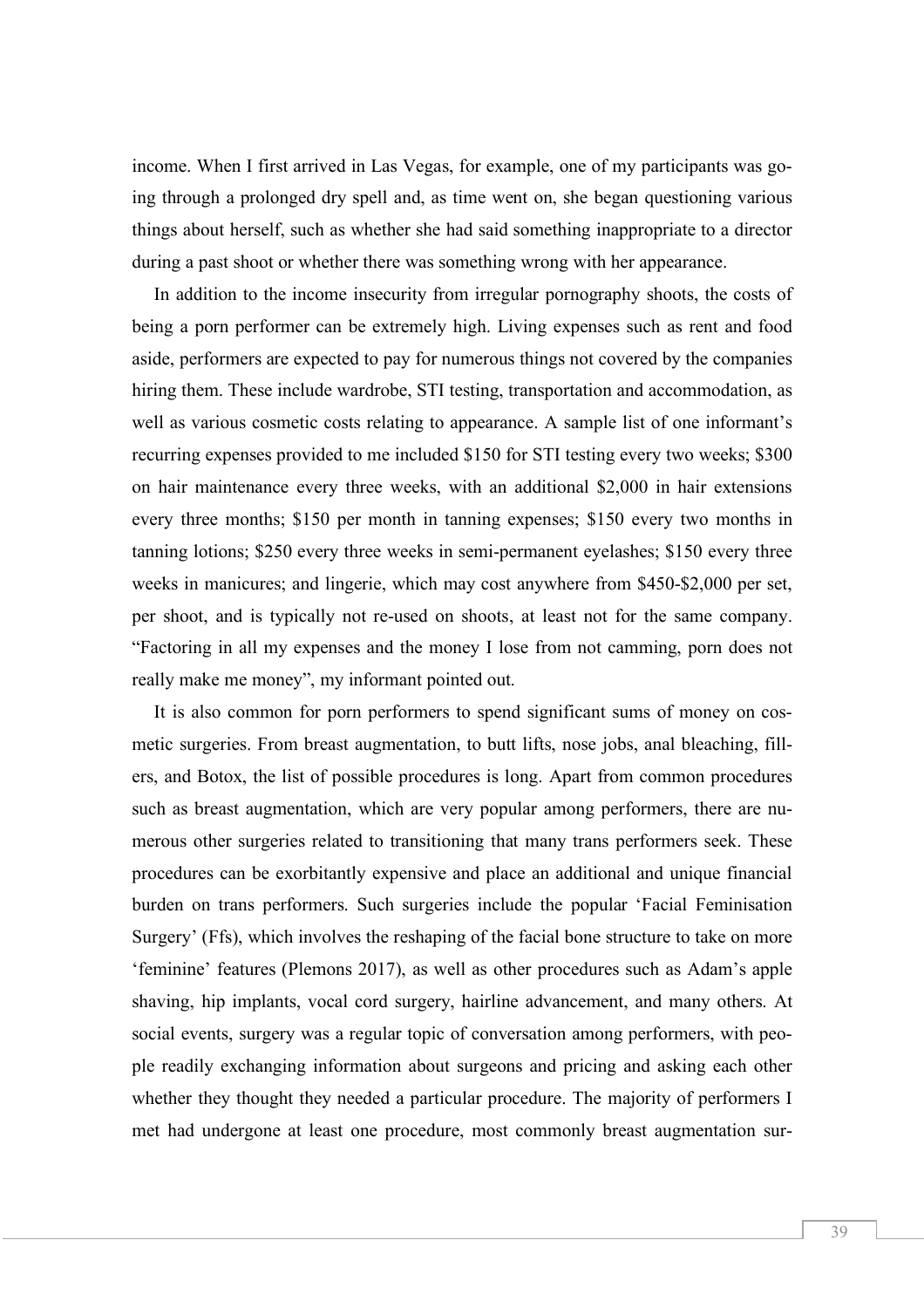income. When I first arrived in Las Vegas, for example, one of my participants was going through a prolonged dry spell and, as time went on, she began questioning various things about herself, such as whether she had said something inappropriate to a director during a past shoot or whether there was something wrong with her appearance.

In addition to the income insecurity from irregular pornography shoots, the costs of being a porn performer can be extremely high. Living expenses such as rent and food aside, performers are expected to pay for numerous things not covered by the companies hiring them. These include wardrobe, STI testing, transportation and accommodation, as well as various cosmetic costs relating to appearance. A sample list of one informant's recurring expenses provided to me included $150 for STI testing every two weeks; $300 on hair maintenance every three weeks, with an additional $2,000 in hair extensions every three months; $150 per month in tanning expenses; $150 every two months in tanning lotions; $250 every three weeks in semi-permanent eyelashes; $150 every three weeks in manicures; and lingerie, which may cost anywhere from $450-$2,000 per set, per shoot, and is typically not re-used on shoots, at least not for the same company. "Factoring in all my expenses and the money I lose from not camming, porn does not really make me money", my informant pointed out.

It is also common for porn performers to spend significant sums of money on cosmetic surgeries. From breast augmentation, to butt lifts, nose jobs, anal bleaching, fillers, and Botox, the list of possible procedures is long. Apart from common procedures such as breast augmentation, which are very popular among performers, there are numerous other surgeries related to transitioning that many trans performers seek. These procedures can be exorbitantly expensive and place an additional and unique financial burden on trans performers. Such surgeries include the popular 'Facial Feminisation Surgery' (Ffs), which involves the reshaping of the facial bone structure to take on more 'feminine' features (Plemons 2017), as well as other procedures such as Adam's apple shaving, hip implants, vocal cord surgery, hairline advancement, and many others. At social events, surgery was a regular topic of conversation among performers, with people readily exchanging information about surgeons and pricing and asking each other whether they thought they needed a particular procedure. The majority of performers I met had undergone at least one procedure, most commonly breast augmentation sur-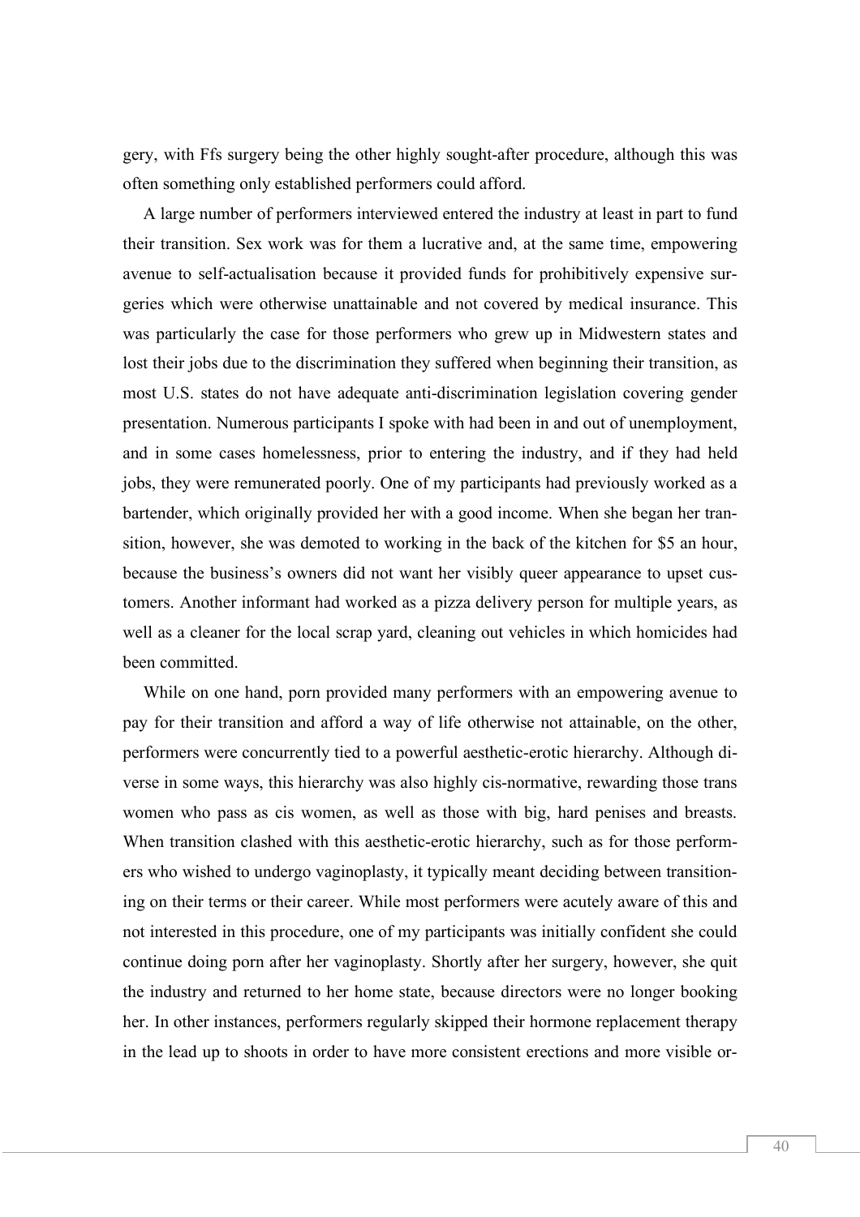gery, with Ffs surgery being the other highly sought-after procedure, although this was often something only established performers could afford.

A large number of performers interviewed entered the industry at least in part to fund their transition. Sex work was for them a lucrative and, at the same time, empowering avenue to self-actualisation because it provided funds for prohibitively expensive surgeries which were otherwise unattainable and not covered by medical insurance. This was particularly the case for those performers who grew up in Midwestern states and lost their jobs due to the discrimination they suffered when beginning their transition, as most U.S. states do not have adequate anti-discrimination legislation covering gender presentation. Numerous participants I spoke with had been in and out of unemployment, and in some cases homelessness, prior to entering the industry, and if they had held jobs, they were remunerated poorly. One of my participants had previously worked as a bartender, which originally provided her with a good income. When she began her transition, however, she was demoted to working in the back of the kitchen for $5 an hour, because the business's owners did not want her visibly queer appearance to upset customers. Another informant had worked as a pizza delivery person for multiple years, as well as a cleaner for the local scrap yard, cleaning out vehicles in which homicides had been committed.

While on one hand, porn provided many performers with an empowering avenue to pay for their transition and afford a way of life otherwise not attainable, on the other, performers were concurrently tied to a powerful aesthetic-erotic hierarchy. Although diverse in some ways, this hierarchy was also highly cis-normative, rewarding those trans women who pass as cis women, as well as those with big, hard penises and breasts. When transition clashed with this aesthetic-erotic hierarchy, such as for those performers who wished to undergo vaginoplasty, it typically meant deciding between transitioning on their terms or their career. While most performers were acutely aware of this and not interested in this procedure, one of my participants was initially confident she could continue doing porn after her vaginoplasty. Shortly after her surgery, however, she quit the industry and returned to her home state, because directors were no longer booking her. In other instances, performers regularly skipped their hormone replacement therapy in the lead up to shoots in order to have more consistent erections and more visible or-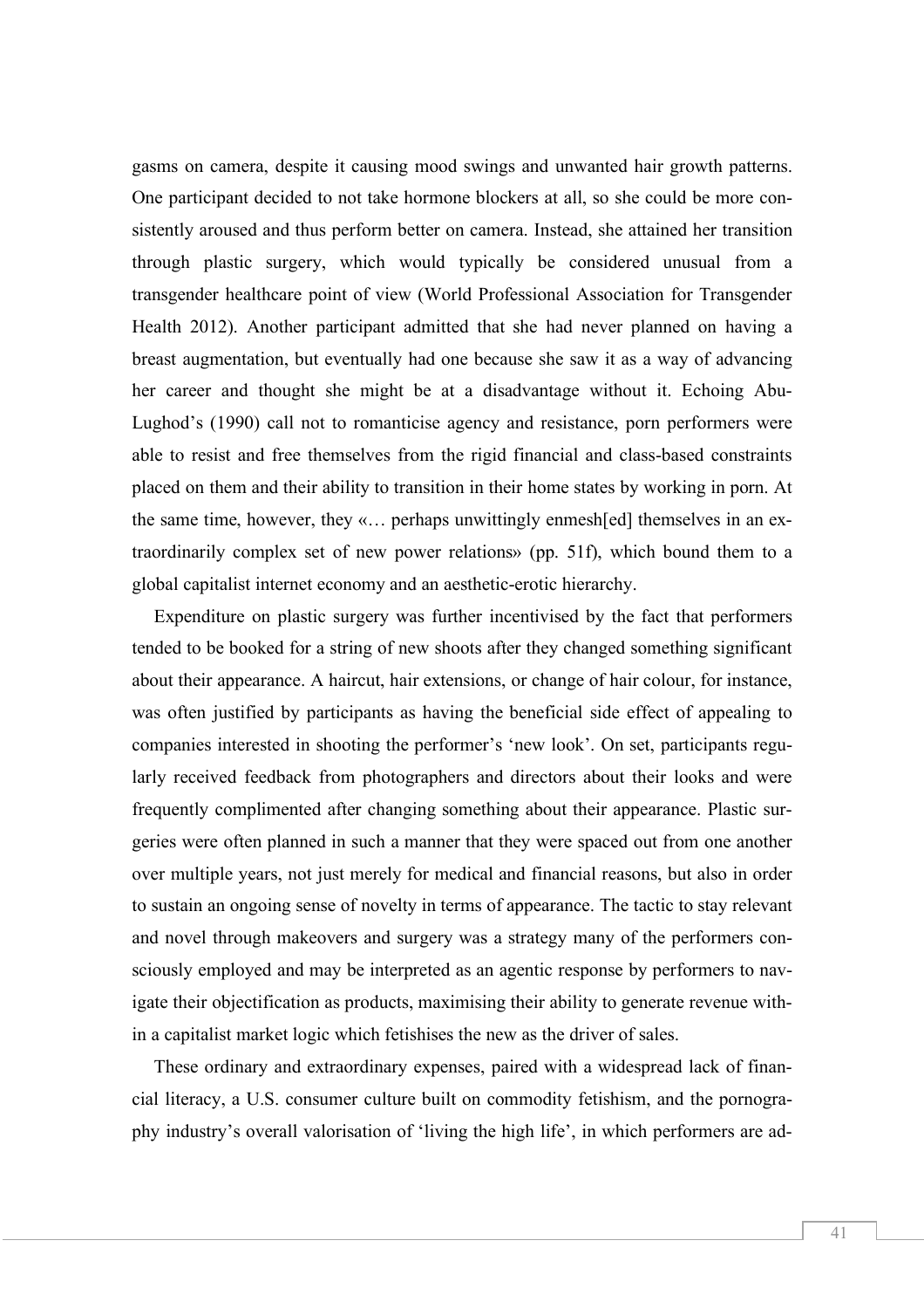gasms on camera, despite it causing mood swings and unwanted hair growth patterns. One participant decided to not take hormone blockers at all, so she could be more consistently aroused and thus perform better on camera. Instead, she attained her transition through plastic surgery, which would typically be considered unusual from a transgender healthcare point of view (World Professional Association for Transgender Health 2012). Another participant admitted that she had never planned on having a breast augmentation, but eventually had one because she saw it as a way of advancing her career and thought she might be at a disadvantage without it. Echoing Abu-Lughod's (1990) call not to romanticise agency and resistance, porn performers were able to resist and free themselves from the rigid financial and class-based constraints placed on them and their ability to transition in their home states by working in porn. At the same time, however, they «… perhaps unwittingly enmesh[ed] themselves in an extraordinarily complex set of new power relations» (pp. 51f), which bound them to a global capitalist internet economy and an aesthetic-erotic hierarchy.

Expenditure on plastic surgery was further incentivised by the fact that performers tended to be booked for a string of new shoots after they changed something significant about their appearance. A haircut, hair extensions, or change of hair colour, for instance, was often justified by participants as having the beneficial side effect of appealing to companies interested in shooting the performer's 'new look'. On set, participants regularly received feedback from photographers and directors about their looks and were frequently complimented after changing something about their appearance. Plastic surgeries were often planned in such a manner that they were spaced out from one another over multiple years, not just merely for medical and financial reasons, but also in order to sustain an ongoing sense of novelty in terms of appearance. The tactic to stay relevant and novel through makeovers and surgery was a strategy many of the performers consciously employed and may be interpreted as an agentic response by performers to navigate their objectification as products, maximising their ability to generate revenue within a capitalist market logic which fetishises the new as the driver of sales.

These ordinary and extraordinary expenses, paired with a widespread lack of financial literacy, a U.S. consumer culture built on commodity fetishism, and the pornography industry's overall valorisation of 'living the high life', in which performers are ad-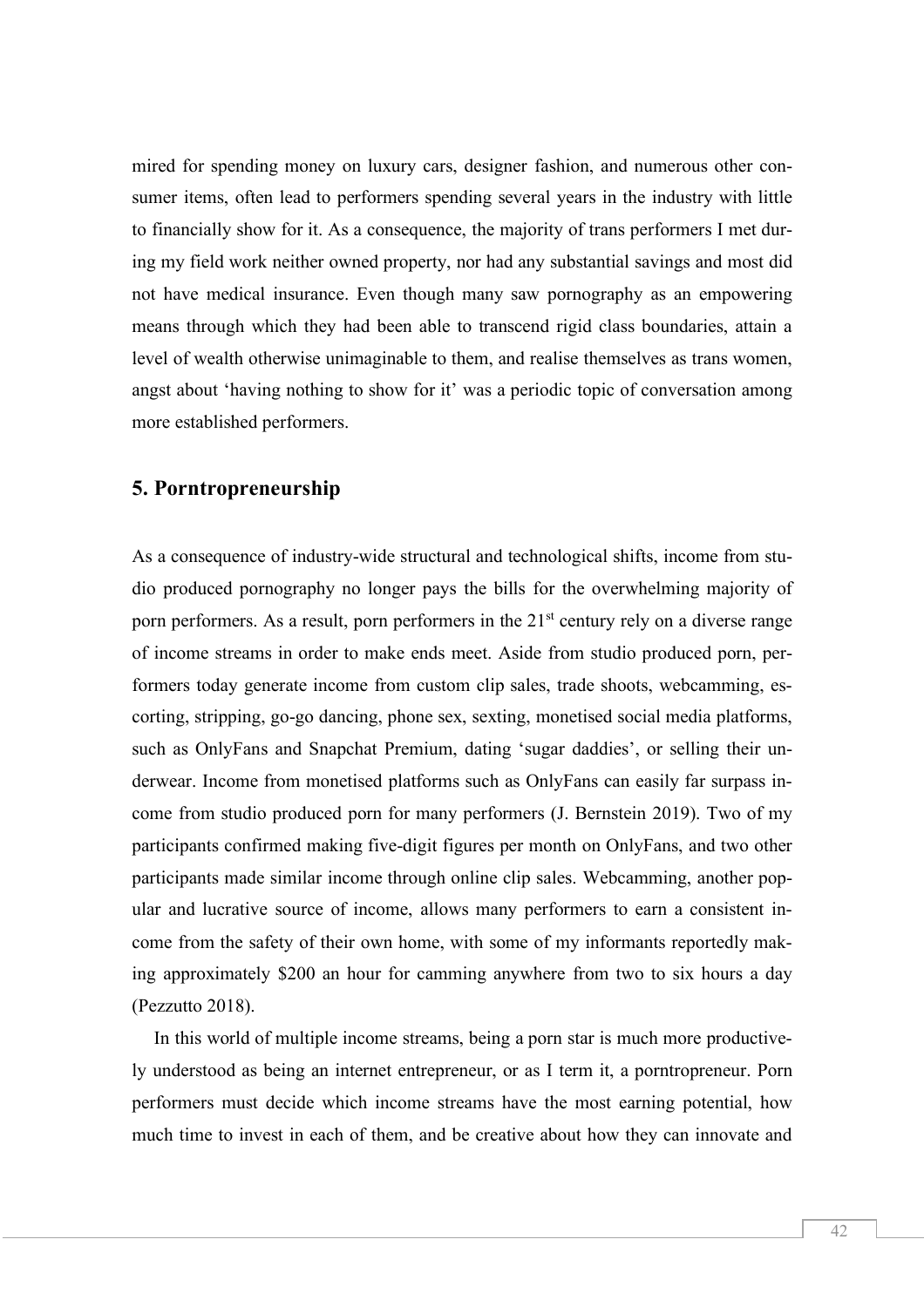mired for spending money on luxury cars, designer fashion, and numerous other consumer items, often lead to performers spending several years in the industry with little to financially show for it. As a consequence, the majority of trans performers I met during my field work neither owned property, nor had any substantial savings and most did not have medical insurance. Even though many saw pornography as an empowering means through which they had been able to transcend rigid class boundaries, attain a level of wealth otherwise unimaginable to them, and realise themselves as trans women, angst about 'having nothing to show for it' was a periodic topic of conversation among more established performers.

## 5. Porntropreneurship

As a consequence of industry-wide structural and technological shifts, income from studio produced pornography no longer pays the bills for the overwhelming majority of porn performers. As a result, porn performers in the 21st century rely on a diverse range of income streams in order to make ends meet. Aside from studio produced porn, performers today generate income from custom clip sales, trade shoots, webcamming, escorting, stripping, go-go dancing, phone sex, sexting, monetised social media platforms, such as OnlyFans and Snapchat Premium, dating 'sugar daddies', or selling their underwear. Income from monetised platforms such as OnlyFans can easily far surpass income from studio produced porn for many performers (J. Bernstein 2019). Two of my participants confirmed making five-digit figures per month on OnlyFans, and two other participants made similar income through online clip sales. Webcamming, another popular and lucrative source of income, allows many performers to earn a consistent income from the safety of their own home, with some of my informants reportedly making approximately $200 an hour for camming anywhere from two to six hours a day (Pezzutto 2018).

In this world of multiple income streams, being a porn star is much more productively understood as being an internet entrepreneur, or as I term it, a porntropreneur. Porn performers must decide which income streams have the most earning potential, how much time to invest in each of them, and be creative about how they can innovate and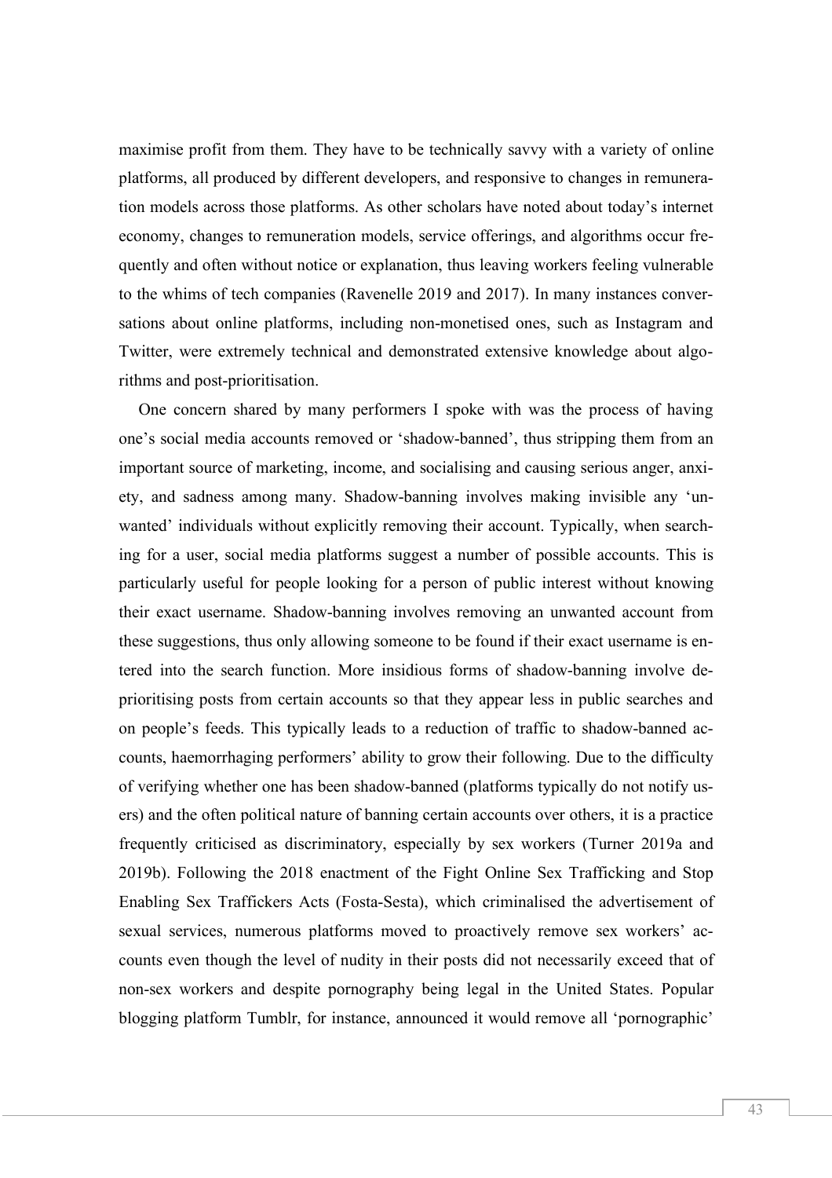maximise profit from them. They have to be technically savvy with a variety of online platforms, all produced by different developers, and responsive to changes in remuneration models across those platforms. As other scholars have noted about today's internet economy, changes to remuneration models, service offerings, and algorithms occur frequently and often without notice or explanation, thus leaving workers feeling vulnerable to the whims of tech companies (Ravenelle 2019 and 2017). In many instances conversations about online platforms, including non-monetised ones, such as Instagram and Twitter, were extremely technical and demonstrated extensive knowledge about algorithms and post-prioritisation.

One concern shared by many performers I spoke with was the process of having one's social media accounts removed or 'shadow-banned', thus stripping them from an important source of marketing, income, and socialising and causing serious anger, anxiety, and sadness among many. Shadow-banning involves making invisible any 'unwanted' individuals without explicitly removing their account. Typically, when searching for a user, social media platforms suggest a number of possible accounts. This is particularly useful for people looking for a person of public interest without knowing their exact username. Shadow-banning involves removing an unwanted account from these suggestions, thus only allowing someone to be found if their exact username is entered into the search function. More insidious forms of shadow-banning involve de-prioritising posts from certain accounts so that they appear less in public searches and on people's feeds. This typically leads to a reduction of traffic to shadow-banned accounts, haemorrhaging performers' ability to grow their following. Due to the difficulty of verifying whether one has been shadow-banned (platforms typically do not notify users) and the often political nature of banning certain accounts over others, it is a practice frequently criticised as discriminatory, especially by sex workers (Turner 2019a and 2019b). Following the 2018 enactment of the Fight Online Sex Trafficking and Stop Enabling Sex Traffickers Acts (Fosta-Sesta), which criminalised the advertisement of sexual services, numerous platforms moved to proactively remove sex workers' accounts even though the level of nudity in their posts did not necessarily exceed that of non-sex workers and despite pornography being legal in the United States. Popular blogging platform Tumblr, for instance, announced it would remove all 'pornographic'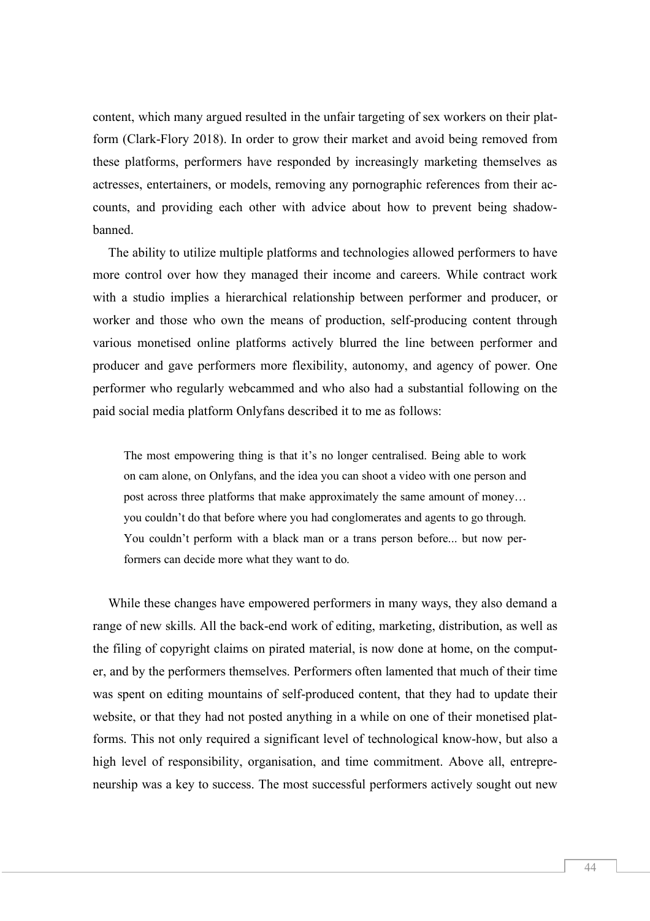content, which many argued resulted in the unfair targeting of sex workers on their platform (Clark-Flory 2018). In order to grow their market and avoid being removed from these platforms, performers have responded by increasingly marketing themselves as actresses, entertainers, or models, removing any pornographic references from their accounts, and providing each other with advice about how to prevent being shadow-banned.

The ability to utilize multiple platforms and technologies allowed performers to have more control over how they managed their income and careers. While contract work with a studio implies a hierarchical relationship between performer and producer, or worker and those who own the means of production, self-producing content through various monetised online platforms actively blurred the line between performer and producer and gave performers more flexibility, autonomy, and agency of power. One performer who regularly webcammed and who also had a substantial following on the paid social media platform Onlyfans described it to me as follows:

> The most empowering thing is that it's no longer centralised. Being able to work on cam alone, on Onlyfans, and the idea you can shoot a video with one person and post across three platforms that make approximately the same amount of money… you couldn't do that before where you had conglomerates and agents to go through. You couldn't perform with a black man or a trans person before... but now performers can decide more what they want to do.

While these changes have empowered performers in many ways, they also demand a range of new skills. All the back-end work of editing, marketing, distribution, as well as the filing of copyright claims on pirated material, is now done at home, on the computer, and by the performers themselves. Performers often lamented that much of their time was spent on editing mountains of self-produced content, that they had to update their website, or that they had not posted anything in a while on one of their monetised platforms. This not only required a significant level of technological know-how, but also a high level of responsibility, organisation, and time commitment. Above all, entrepreneurship was a key to success. The most successful performers actively sought out new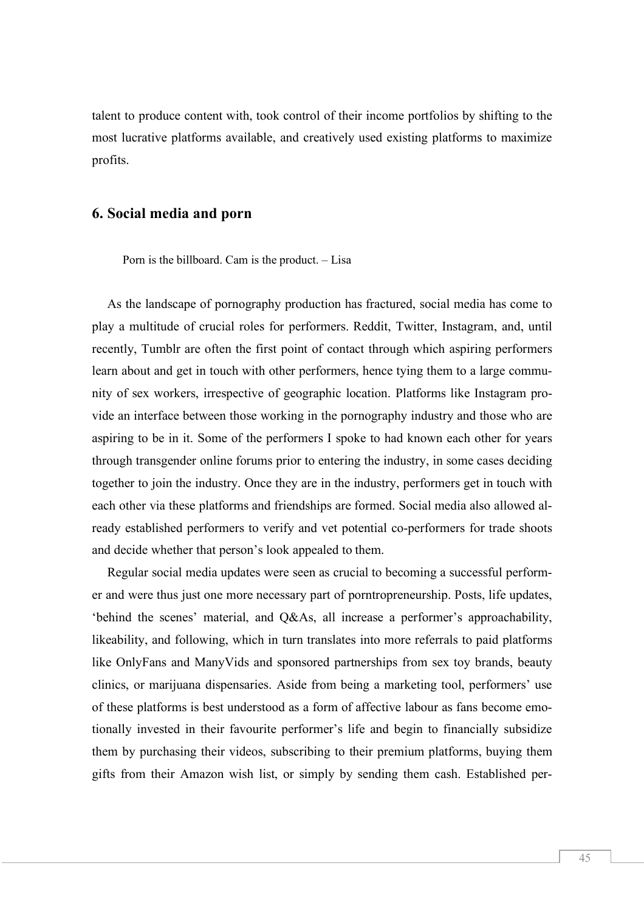talent to produce content with, took control of their income portfolios by shifting to the most lucrative platforms available, and creatively used existing platforms to maximize profits.

## 6. Social media and porn

> Porn is the billboard. Cam is the product. – Lisa

As the landscape of pornography production has fractured, social media has come to play a multitude of crucial roles for performers. Reddit, Twitter, Instagram, and, until recently, Tumblr are often the first point of contact through which aspiring performers learn about and get in touch with other performers, hence tying them to a large community of sex workers, irrespective of geographic location. Platforms like Instagram provide an interface between those working in the pornography industry and those who are aspiring to be in it. Some of the performers I spoke to had known each other for years through transgender online forums prior to entering the industry, in some cases deciding together to join the industry. Once they are in the industry, performers get in touch with each other via these platforms and friendships are formed. Social media also allowed already established performers to verify and vet potential co-performers for trade shoots and decide whether that person's look appealed to them.

Regular social media updates were seen as crucial to becoming a successful performer and were thus just one more necessary part of porntropreneurship. Posts, life updates, 'behind the scenes' material, and Q&As, all increase a performer's approachability, likeability, and following, which in turn translates into more referrals to paid platforms like OnlyFans and ManyVids and sponsored partnerships from sex toy brands, beauty clinics, or marijuana dispensaries. Aside from being a marketing tool, performers' use of these platforms is best understood as a form of affective labour as fans become emotionally invested in their favourite performer's life and begin to financially subsidize them by purchasing their videos, subscribing to their premium platforms, buying them gifts from their Amazon wish list, or simply by sending them cash. Established per-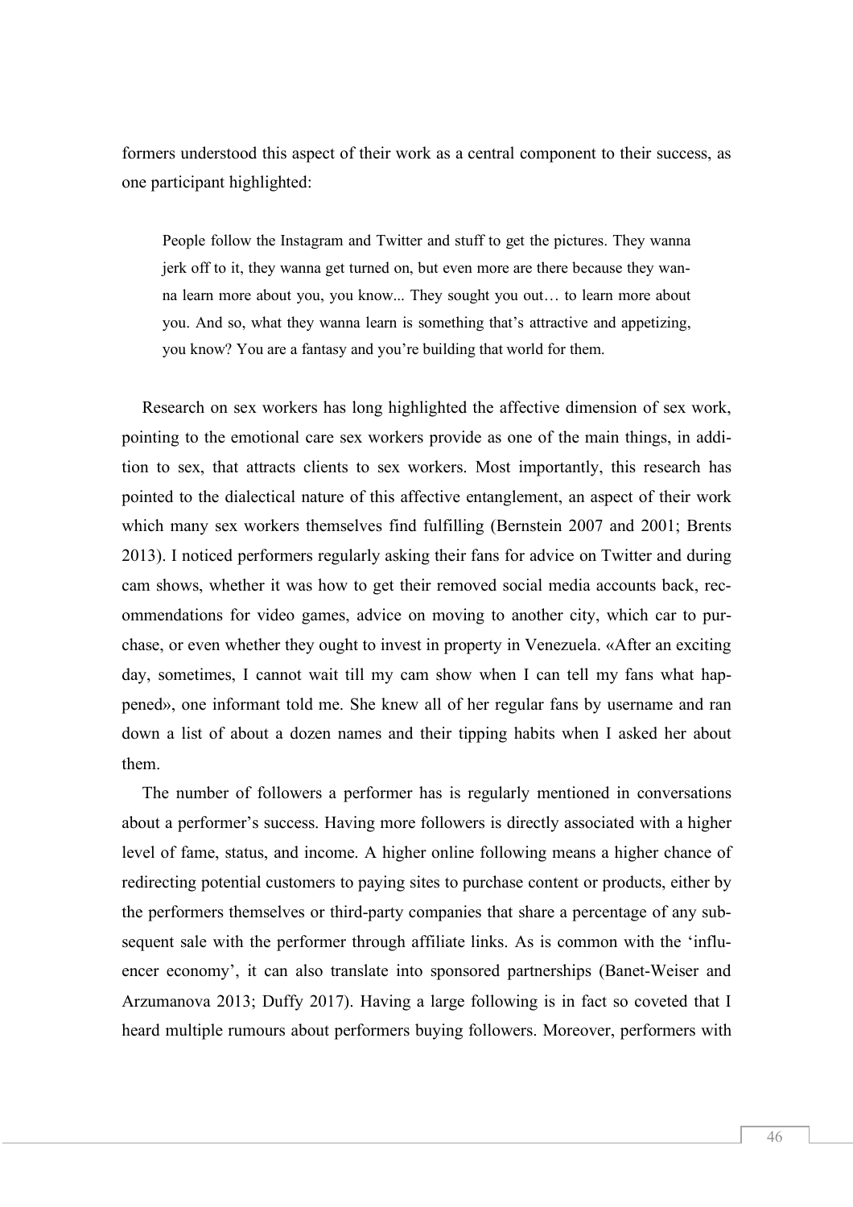formers understood this aspect of their work as a central component to their success, as one participant highlighted:

> People follow the Instagram and Twitter and stuff to get the pictures. They wanna jerk off to it, they wanna get turned on, but even more are there because they wanna learn more about you, you know... They sought you out… to learn more about you. And so, what they wanna learn is something that's attractive and appetizing, you know? You are a fantasy and you're building that world for them.

Research on sex workers has long highlighted the affective dimension of sex work, pointing to the emotional care sex workers provide as one of the main things, in addition to sex, that attracts clients to sex workers. Most importantly, this research has pointed to the dialectical nature of this affective entanglement, an aspect of their work which many sex workers themselves find fulfilling (Bernstein 2007 and 2001; Brents 2013). I noticed performers regularly asking their fans for advice on Twitter and during cam shows, whether it was how to get their removed social media accounts back, recommendations for video games, advice on moving to another city, which car to purchase, or even whether they ought to invest in property in Venezuela. «After an exciting day, sometimes, I cannot wait till my cam show when I can tell my fans what happened», one informant told me. She knew all of her regular fans by username and ran down a list of about a dozen names and their tipping habits when I asked her about them.

The number of followers a performer has is regularly mentioned in conversations about a performer's success. Having more followers is directly associated with a higher level of fame, status, and income. A higher online following means a higher chance of redirecting potential customers to paying sites to purchase content or products, either by the performers themselves or third-party companies that share a percentage of any subsequent sale with the performer through affiliate links. As is common with the 'influencer economy', it can also translate into sponsored partnerships (Banet-Weiser and Arzumanova 2013; Duffy 2017). Having a large following is in fact so coveted that I heard multiple rumours about performers buying followers. Moreover, performers with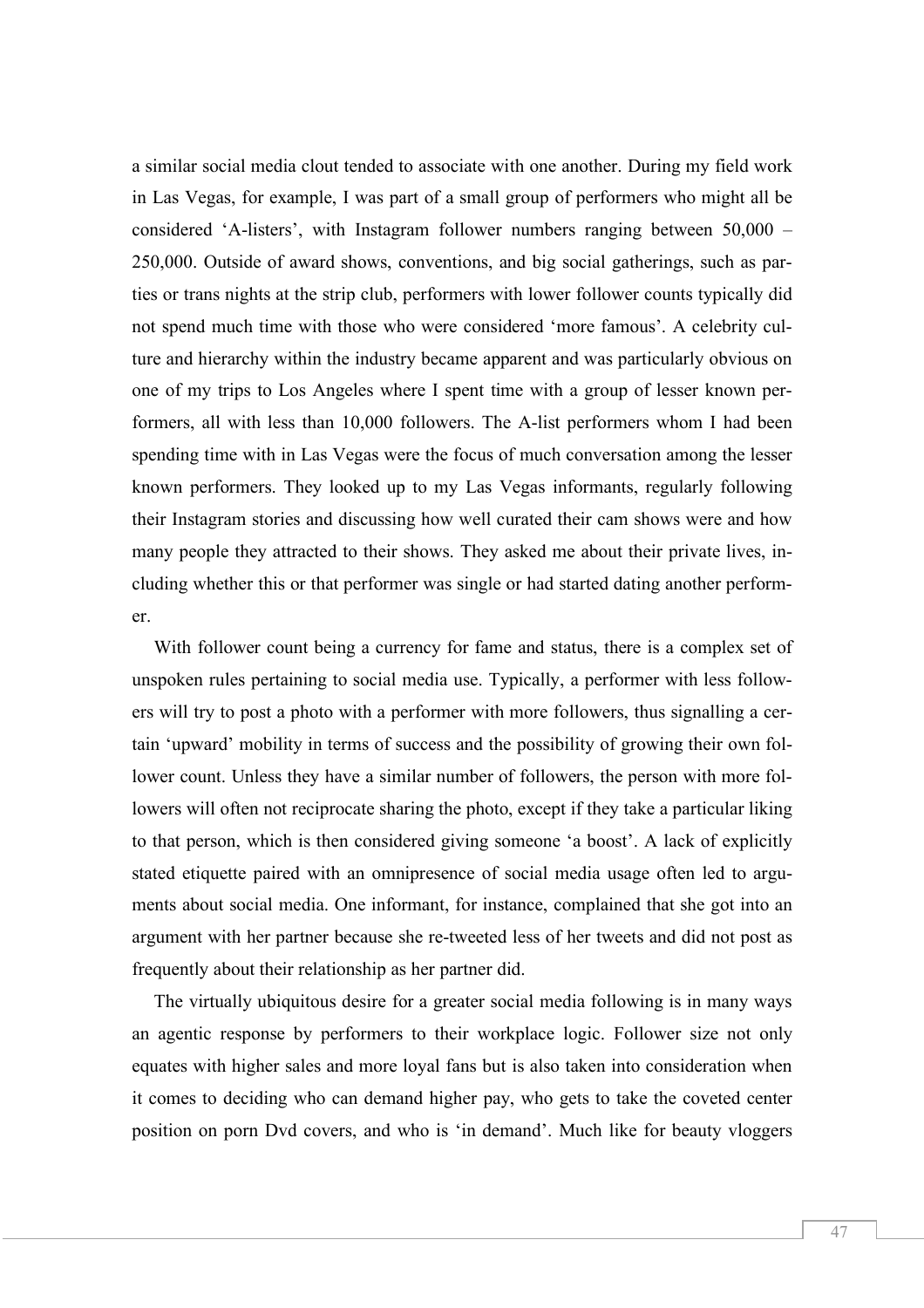a similar social media clout tended to associate with one another. During my field work in Las Vegas, for example, I was part of a small group of performers who might all be considered 'A-listers', with Instagram follower numbers ranging between 50,000 – 250,000. Outside of award shows, conventions, and big social gatherings, such as parties or trans nights at the strip club, performers with lower follower counts typically did not spend much time with those who were considered 'more famous'. A celebrity culture and hierarchy within the industry became apparent and was particularly obvious on one of my trips to Los Angeles where I spent time with a group of lesser known performers, all with less than 10,000 followers. The A-list performers whom I had been spending time with in Las Vegas were the focus of much conversation among the lesser known performers. They looked up to my Las Vegas informants, regularly following their Instagram stories and discussing how well curated their cam shows were and how many people they attracted to their shows. They asked me about their private lives, including whether this or that performer was single or had started dating another performer.

With follower count being a currency for fame and status, there is a complex set of unspoken rules pertaining to social media use. Typically, a performer with less followers will try to post a photo with a performer with more followers, thus signalling a certain 'upward' mobility in terms of success and the possibility of growing their own follower count. Unless they have a similar number of followers, the person with more followers will often not reciprocate sharing the photo, except if they take a particular liking to that person, which is then considered giving someone 'a boost'. A lack of explicitly stated etiquette paired with an omnipresence of social media usage often led to arguments about social media. One informant, for instance, complained that she got into an argument with her partner because she re-tweeted less of her tweets and did not post as frequently about their relationship as her partner did.

The virtually ubiquitous desire for a greater social media following is in many ways an agentic response by performers to their workplace logic. Follower size not only equates with higher sales and more loyal fans but is also taken into consideration when it comes to deciding who can demand higher pay, who gets to take the coveted center position on porn Dvd covers, and who is 'in demand'. Much like for beauty vloggers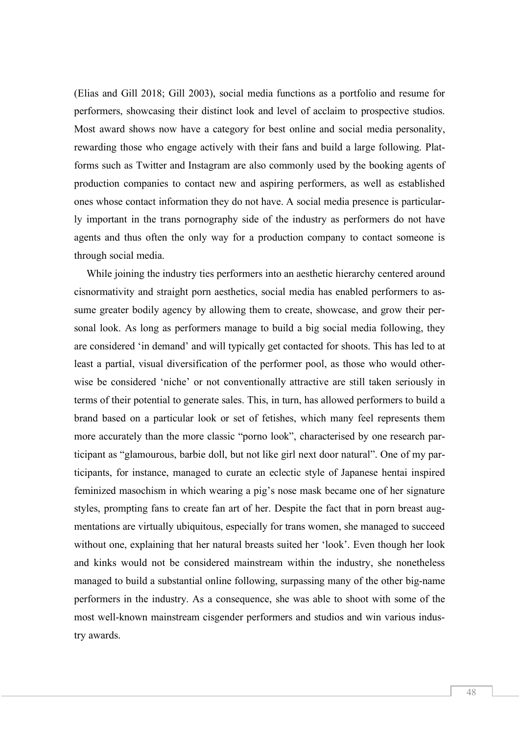(Elias and Gill 2018; Gill 2003), social media functions as a portfolio and resume for performers, showcasing their distinct look and level of acclaim to prospective studios. Most award shows now have a category for best online and social media personality, rewarding those who engage actively with their fans and build a large following. Platforms such as Twitter and Instagram are also commonly used by the booking agents of production companies to contact new and aspiring performers, as well as established ones whose contact information they do not have. A social media presence is particularly important in the trans pornography side of the industry as performers do not have agents and thus often the only way for a production company to contact someone is through social media.

While joining the industry ties performers into an aesthetic hierarchy centered around cisnormativity and straight porn aesthetics, social media has enabled performers to assume greater bodily agency by allowing them to create, showcase, and grow their personal look. As long as performers manage to build a big social media following, they are considered 'in demand' and will typically get contacted for shoots. This has led to at least a partial, visual diversification of the performer pool, as those who would otherwise be considered 'niche' or not conventionally attractive are still taken seriously in terms of their potential to generate sales. This, in turn, has allowed performers to build a brand based on a particular look or set of fetishes, which many feel represents them more accurately than the more classic "porno look", characterised by one research participant as "glamourous, barbie doll, but not like girl next door natural". One of my participants, for instance, managed to curate an eclectic style of Japanese hentai inspired feminized masochism in which wearing a pig's nose mask became one of her signature styles, prompting fans to create fan art of her. Despite the fact that in porn breast augmentations are virtually ubiquitous, especially for trans women, she managed to succeed without one, explaining that her natural breasts suited her 'look'. Even though her look and kinks would not be considered mainstream within the industry, she nonetheless managed to build a substantial online following, surpassing many of the other big-name performers in the industry. As a consequence, she was able to shoot with some of the most well-known mainstream cisgender performers and studios and win various industry awards.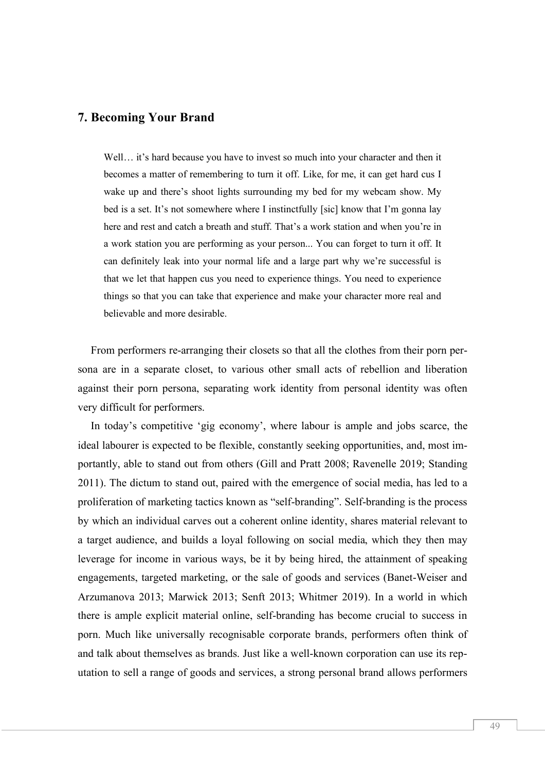## 7. Becoming Your Brand

> Well… it's hard because you have to invest so much into your character and then it becomes a matter of remembering to turn it off. Like, for me, it can get hard cus I wake up and there's shoot lights surrounding my bed for my webcam show. My bed is a set. It's not somewhere where I instinctfully [sic] know that I'm gonna lay here and rest and catch a breath and stuff. That's a work station and when you're in a work station you are performing as your person... You can forget to turn it off. It can definitely leak into your normal life and a large part why we're successful is that we let that happen cus you need to experience things. You need to experience things so that you can take that experience and make your character more real and believable and more desirable.

From performers re-arranging their closets so that all the clothes from their porn persona are in a separate closet, to various other small acts of rebellion and liberation against their porn persona, separating work identity from personal identity was often very difficult for performers.

In today's competitive 'gig economy', where labour is ample and jobs scarce, the ideal labourer is expected to be flexible, constantly seeking opportunities, and, most importantly, able to stand out from others (Gill and Pratt 2008; Ravenelle 2019; Standing 2011). The dictum to stand out, paired with the emergence of social media, has led to a proliferation of marketing tactics known as "self-branding". Self-branding is the process by which an individual carves out a coherent online identity, shares material relevant to a target audience, and builds a loyal following on social media, which they then may leverage for income in various ways, be it by being hired, the attainment of speaking engagements, targeted marketing, or the sale of goods and services (Banet-Weiser and Arzumanova 2013; Marwick 2013; Senft 2013; Whitmer 2019). In a world in which there is ample explicit material online, self-branding has become crucial to success in porn. Much like universally recognisable corporate brands, performers often think of and talk about themselves as brands. Just like a well-known corporation can use its reputation to sell a range of goods and services, a strong personal brand allows performers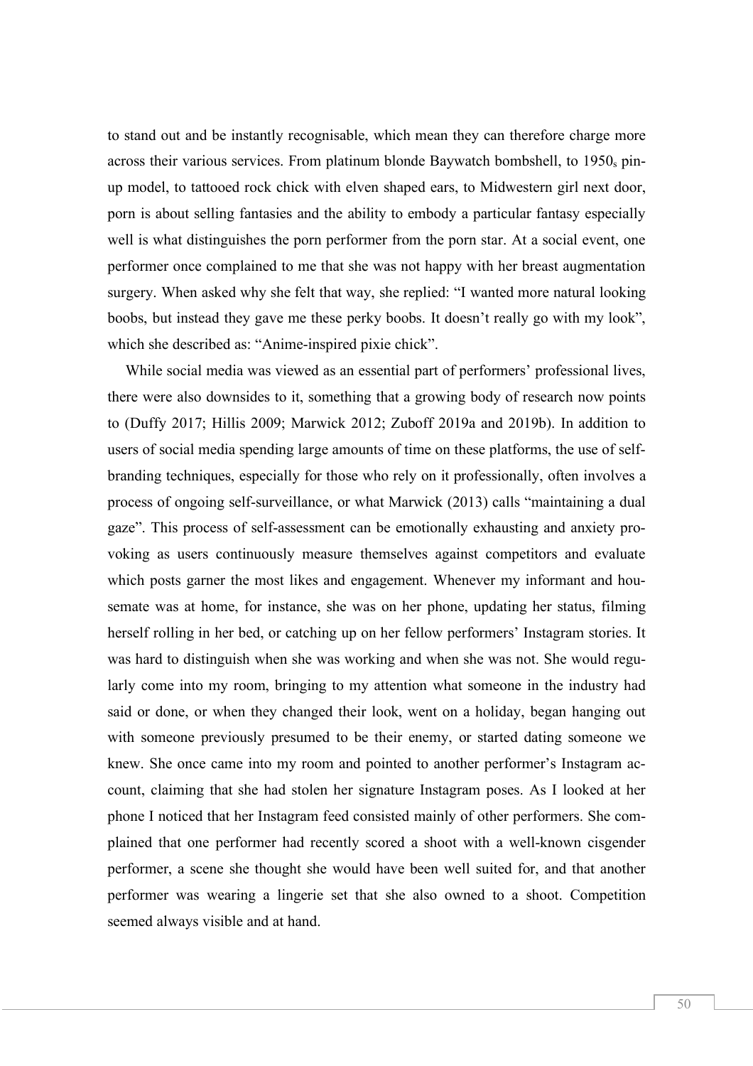to stand out and be instantly recognisable, which mean they can therefore charge more across their various services. From platinum blonde Baywatch bombshell, to 1950s pin-up model, to tattooed rock chick with elven shaped ears, to Midwestern girl next door, porn is about selling fantasies and the ability to embody a particular fantasy especially well is what distinguishes the porn performer from the porn star. At a social event, one performer once complained to me that she was not happy with her breast augmentation surgery. When asked why she felt that way, she replied: "I wanted more natural looking boobs, but instead they gave me these perky boobs. It doesn't really go with my look", which she described as: "Anime-inspired pixie chick".

While social media was viewed as an essential part of performers' professional lives, there were also downsides to it, something that a growing body of research now points to (Duffy 2017; Hillis 2009; Marwick 2012; Zuboff 2019a and 2019b). In addition to users of social media spending large amounts of time on these platforms, the use of self-branding techniques, especially for those who rely on it professionally, often involves a process of ongoing self-surveillance, or what Marwick (2013) calls "maintaining a dual gaze". This process of self-assessment can be emotionally exhausting and anxiety provoking as users continuously measure themselves against competitors and evaluate which posts garner the most likes and engagement. Whenever my informant and housemate was at home, for instance, she was on her phone, updating her status, filming herself rolling in her bed, or catching up on her fellow performers' Instagram stories. It was hard to distinguish when she was working and when she was not. She would regularly come into my room, bringing to my attention what someone in the industry had said or done, or when they changed their look, went on a holiday, began hanging out with someone previously presumed to be their enemy, or started dating someone we knew. She once came into my room and pointed to another performer's Instagram account, claiming that she had stolen her signature Instagram poses. As I looked at her phone I noticed that her Instagram feed consisted mainly of other performers. She complained that one performer had recently scored a shoot with a well-known cisgender performer, a scene she thought she would have been well suited for, and that another performer was wearing a lingerie set that she also owned to a shoot. Competition seemed always visible and at hand.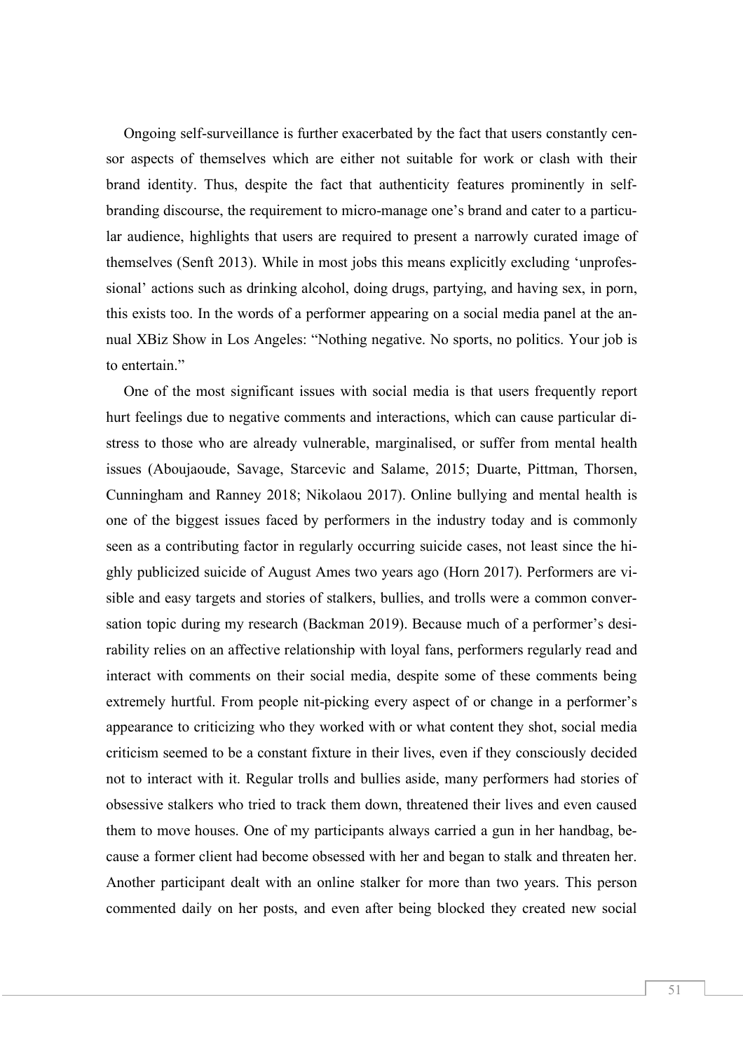Ongoing self-surveillance is further exacerbated by the fact that users constantly censor aspects of themselves which are either not suitable for work or clash with their brand identity. Thus, despite the fact that authenticity features prominently in self-branding discourse, the requirement to micro-manage one's brand and cater to a particular audience, highlights that users are required to present a narrowly curated image of themselves (Senft 2013). While in most jobs this means explicitly excluding 'unprofessional' actions such as drinking alcohol, doing drugs, partying, and having sex, in porn, this exists too. In the words of a performer appearing on a social media panel at the annual XBiz Show in Los Angeles: "Nothing negative. No sports, no politics. Your job is to entertain."

One of the most significant issues with social media is that users frequently report hurt feelings due to negative comments and interactions, which can cause particular distress to those who are already vulnerable, marginalised, or suffer from mental health issues (Aboujaoude, Savage, Starcevic and Salame, 2015; Duarte, Pittman, Thorsen, Cunningham and Ranney 2018; Nikolaou 2017). Online bullying and mental health is one of the biggest issues faced by performers in the industry today and is commonly seen as a contributing factor in regularly occurring suicide cases, not least since the highly publicized suicide of August Ames two years ago (Horn 2017). Performers are visible and easy targets and stories of stalkers, bullies, and trolls were a common conversation topic during my research (Backman 2019). Because much of a performer's desirability relies on an affective relationship with loyal fans, performers regularly read and interact with comments on their social media, despite some of these comments being extremely hurtful. From people nit-picking every aspect of or change in a performer's appearance to criticizing who they worked with or what content they shot, social media criticism seemed to be a constant fixture in their lives, even if they consciously decided not to interact with it. Regular trolls and bullies aside, many performers had stories of obsessive stalkers who tried to track them down, threatened their lives and even caused them to move houses. One of my participants always carried a gun in her handbag, because a former client had become obsessed with her and began to stalk and threaten her. Another participant dealt with an online stalker for more than two years. This person commented daily on her posts, and even after being blocked they created new social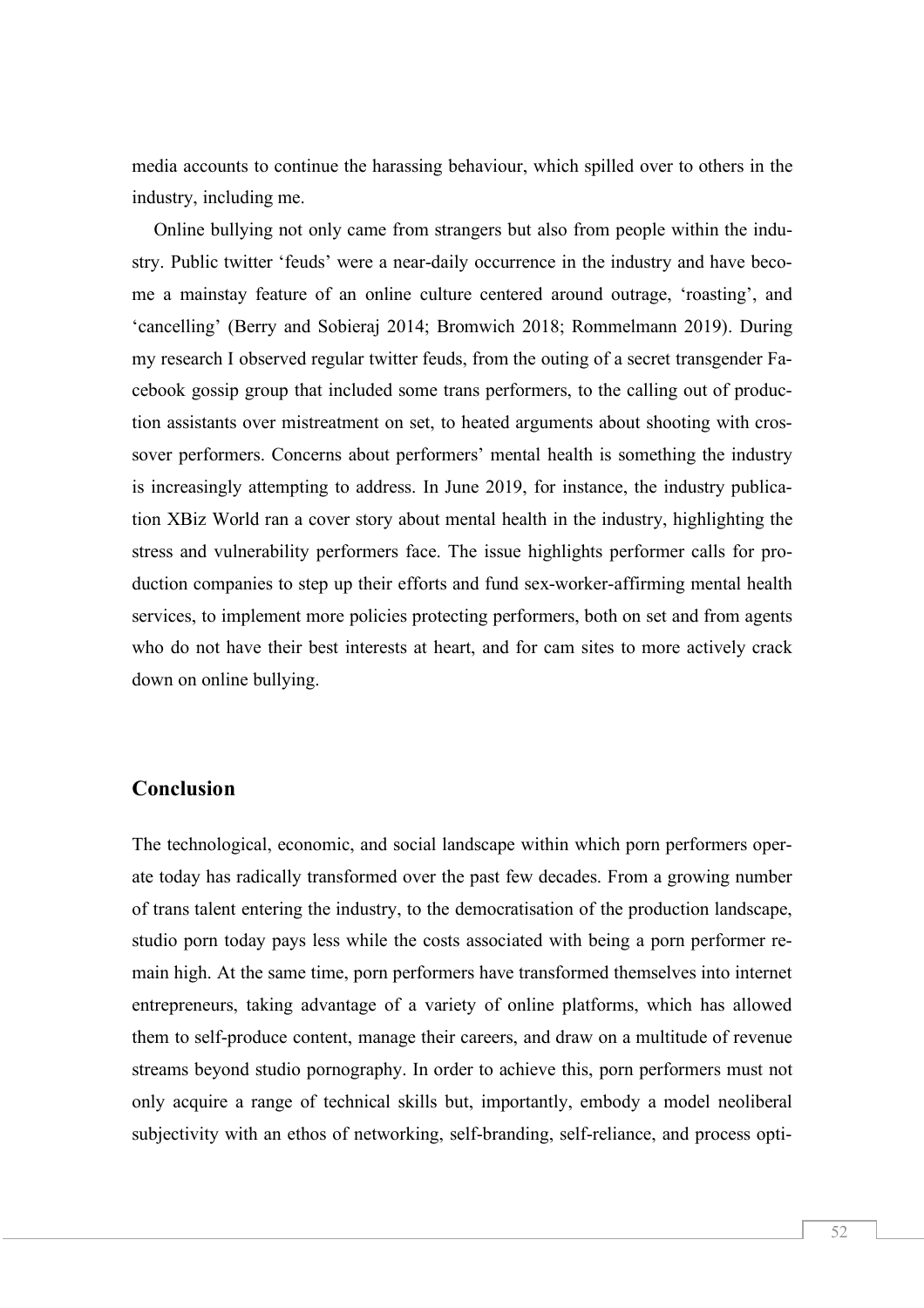media accounts to continue the harassing behaviour, which spilled over to others in the industry, including me.

Online bullying not only came from strangers but also from people within the industry. Public twitter 'feuds' were a near-daily occurrence in the industry and have become a mainstay feature of an online culture centered around outrage, 'roasting', and 'cancelling' (Berry and Sobieraj 2014; Bromwich 2018; Rommelmann 2019). During my research I observed regular twitter feuds, from the outing of a secret transgender Facebook gossip group that included some trans performers, to the calling out of production assistants over mistreatment on set, to heated arguments about shooting with crossover performers. Concerns about performers' mental health is something the industry is increasingly attempting to address. In June 2019, for instance, the industry publication XBiz World ran a cover story about mental health in the industry, highlighting the stress and vulnerability performers face. The issue highlights performer calls for production companies to step up their efforts and fund sex-worker-affirming mental health services, to implement more policies protecting performers, both on set and from agents who do not have their best interests at heart, and for cam sites to more actively crack down on online bullying.

## Conclusion

The technological, economic, and social landscape within which porn performers operate today has radically transformed over the past few decades. From a growing number of trans talent entering the industry, to the democratisation of the production landscape, studio porn today pays less while the costs associated with being a porn performer remain high. At the same time, porn performers have transformed themselves into internet entrepreneurs, taking advantage of a variety of online platforms, which has allowed them to self-produce content, manage their careers, and draw on a multitude of revenue streams beyond studio pornography. In order to achieve this, porn performers must not only acquire a range of technical skills but, importantly, embody a model neoliberal subjectivity with an ethos of networking, self-branding, self-reliance, and process opti-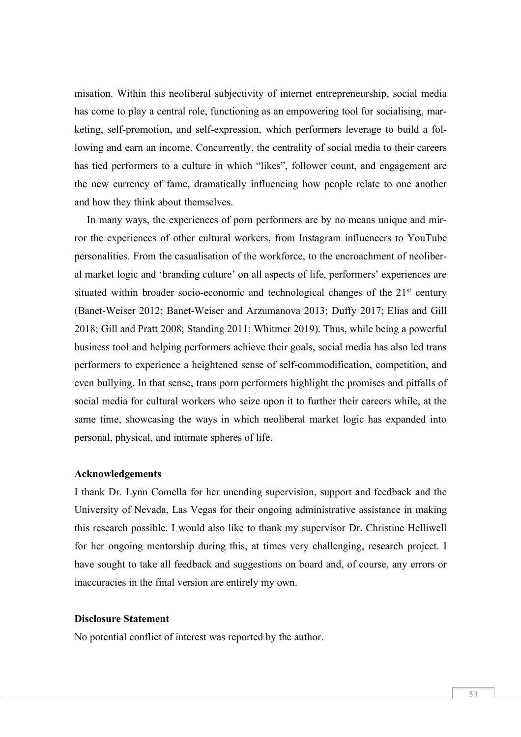misation. Within this neoliberal subjectivity of internet entrepreneurship, social media has come to play a central role, functioning as an empowering tool for socialising, marketing, self-promotion, and self-expression, which performers leverage to build a following and earn an income. Concurrently, the centrality of social media to their careers has tied performers to a culture in which "likes", follower count, and engagement are the new currency of fame, dramatically influencing how people relate to one another and how they think about themselves.

In many ways, the experiences of porn performers are by no means unique and mirror the experiences of other cultural workers, from Instagram influencers to YouTube personalities. From the casualisation of the workforce, to the encroachment of neoliberal market logic and 'branding culture' on all aspects of life, performers' experiences are situated within broader socio-economic and technological changes of the 21st century (Banet-Weiser 2012; Banet-Weiser and Arzumanova 2013; Duffy 2017; Elias and Gill 2018; Gill and Pratt 2008; Standing 2011; Whitmer 2019). Thus, while being a powerful business tool and helping performers achieve their goals, social media has also led trans performers to experience a heightened sense of self-commodification, competition, and even bullying. In that sense, trans porn performers highlight the promises and pitfalls of social media for cultural workers who seize upon it to further their careers while, at the same time, showcasing the ways in which neoliberal market logic has expanded into personal, physical, and intimate spheres of life.

### Acknowledgements

I thank Dr. Lynn Comella for her unending supervision, support and feedback and the University of Nevada, Las Vegas for their ongoing administrative assistance in making this research possible. I would also like to thank my supervisor Dr. Christine Helliwell for her ongoing mentorship during this, at times very challenging, research project. I have sought to take all feedback and suggestions on board and, of course, any errors or inaccuracies in the final version are entirely my own.

### Disclosure Statement

No potential conflict of interest was reported by the author.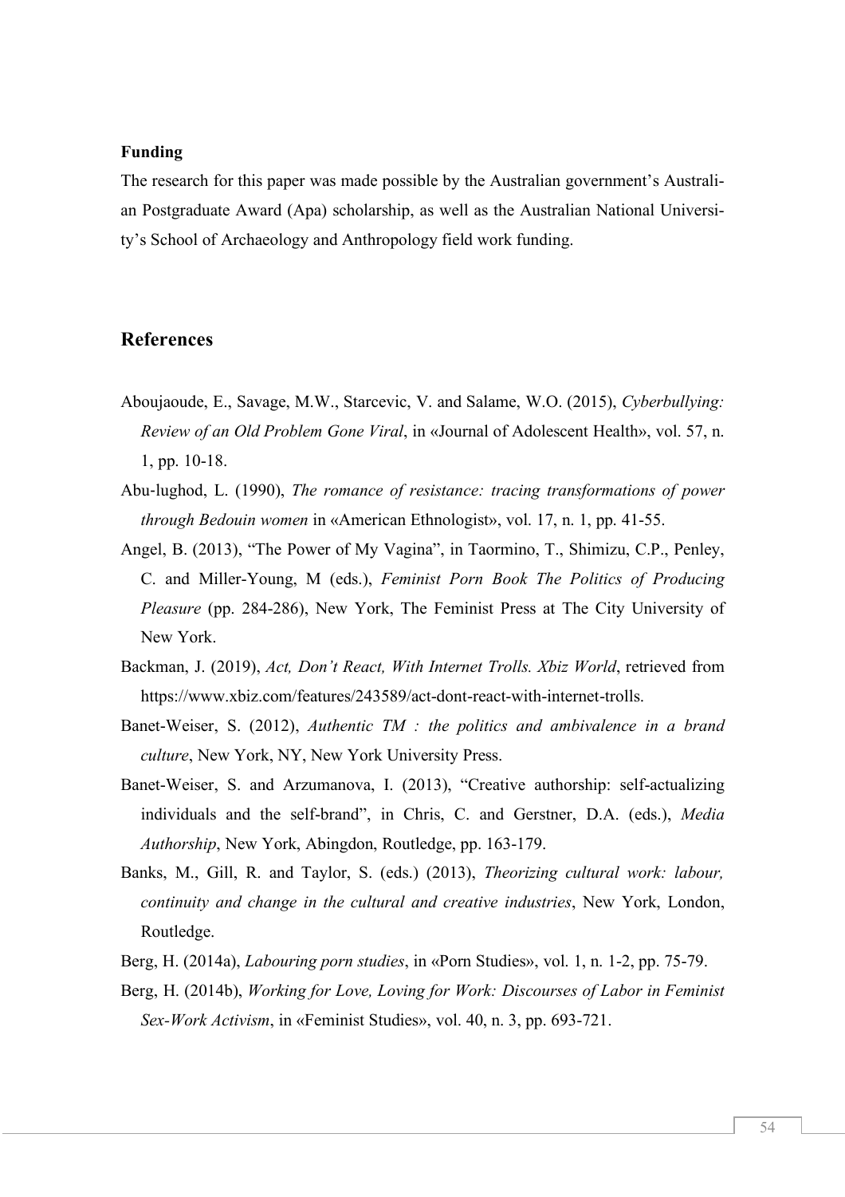**Funding**

The research for this paper was made possible by the Australian government's Australian Postgraduate Award (Apa) scholarship, as well as the Australian National University's School of Archaeology and Anthropology field work funding.

## References

Aboujaoude, E., Savage, M.W., Starcevic, V. and Salame, W.O. (2015), *Cyberbullying: Review of an Old Problem Gone Viral*, in «Journal of Adolescent Health», vol. 57, n. 1, pp. 10-18.

Abu-lughod, L. (1990), *The romance of resistance: tracing transformations of power through Bedouin women* in «American Ethnologist», vol. 17, n. 1, pp. 41-55.

Angel, B. (2013), "The Power of My Vagina", in Taormino, T., Shimizu, C.P., Penley, C. and Miller-Young, M (eds.), *Feminist Porn Book The Politics of Producing Pleasure* (pp. 284-286), New York, The Feminist Press at The City University of New York.

Backman, J. (2019), *Act, Don't React, With Internet Trolls. Xbiz World*, retrieved from https://www.xbiz.com/features/243589/act-dont-react-with-internet-trolls.

Banet-Weiser, S. (2012), *Authentic TM : the politics and ambivalence in a brand culture*, New York, NY, New York University Press.

Banet-Weiser, S. and Arzumanova, I. (2013), "Creative authorship: self-actualizing individuals and the self-brand", in Chris, C. and Gerstner, D.A. (eds.), *Media Authorship*, New York, Abingdon, Routledge, pp. 163-179.

Banks, M., Gill, R. and Taylor, S. (eds.) (2013), *Theorizing cultural work: labour, continuity and change in the cultural and creative industries*, New York, London, Routledge.

Berg, H. (2014a), *Labouring porn studies*, in «Porn Studies», vol. 1, n. 1-2, pp. 75-79.

Berg, H. (2014b), *Working for Love, Loving for Work: Discourses of Labor in Feminist Sex-Work Activism*, in «Feminist Studies», vol. 40, n. 3, pp. 693-721.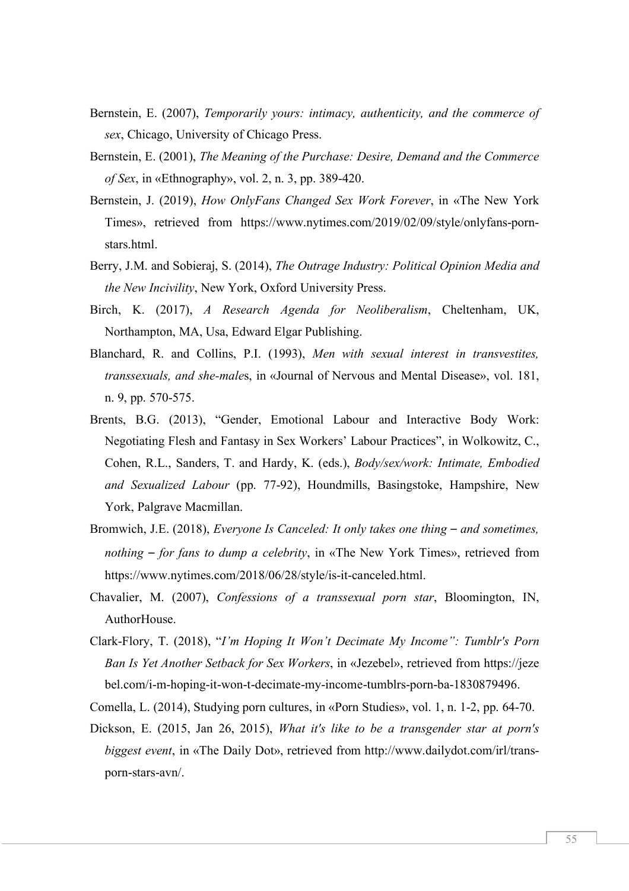Bernstein, E. (2007), *Temporarily yours: intimacy, authenticity, and the commerce of sex*, Chicago, University of Chicago Press.

Bernstein, E. (2001), *The Meaning of the Purchase: Desire, Demand and the Commerce of Sex*, in «Ethnography», vol. 2, n. 3, pp. 389-420.

Bernstein, J. (2019), *How OnlyFans Changed Sex Work Forever*, in «The New York Times», retrieved from https://www.nytimes.com/2019/02/09/style/onlyfans-porn-stars.html.

Berry, J.M. and Sobieraj, S. (2014), *The Outrage Industry: Political Opinion Media and the New Incivility*, New York, Oxford University Press.

Birch, K. (2017), *A Research Agenda for Neoliberalism*, Cheltenham, UK, Northampton, MA, Usa, Edward Elgar Publishing.

Blanchard, R. and Collins, P.I. (1993), *Men with sexual interest in transvestites, transsexuals, and she-males*, in «Journal of Nervous and Mental Disease», vol. 181, n. 9, pp. 570-575.

Brents, B.G. (2013), "Gender, Emotional Labour and Interactive Body Work: Negotiating Flesh and Fantasy in Sex Workers' Labour Practices", in Wolkowitz, C., Cohen, R.L., Sanders, T. and Hardy, K. (eds.), *Body/sex/work: Intimate, Embodied and Sexualized Labour* (pp. 77-92), Houndmills, Basingstoke, Hampshire, New York, Palgrave Macmillan.

Bromwich, J.E. (2018), *Everyone Is Canceled: It only takes one thing – and sometimes, nothing – for fans to dump a celebrity*, in «The New York Times», retrieved from https://www.nytimes.com/2018/06/28/style/is-it-canceled.html.

Chavalier, M. (2007), *Confessions of a transsexual porn star*, Bloomington, IN, AuthorHouse.

Clark-Flory, T. (2018), "*I'm Hoping It Won't Decimate My Income": Tumblr's Porn Ban Is Yet Another Setback for Sex Workers*, in «Jezebel», retrieved from https://jezebel.com/i-m-hoping-it-won-t-decimate-my-income-tumblrs-porn-ba-1830879496.

Comella, L. (2014), Studying porn cultures, in «Porn Studies», vol. 1, n. 1-2, pp. 64-70.

Dickson, E. (2015, Jan 26, 2015), *What it's like to be a transgender star at porn's biggest event*, in «The Daily Dot», retrieved from http://www.dailydot.com/irl/trans-porn-stars-avn/.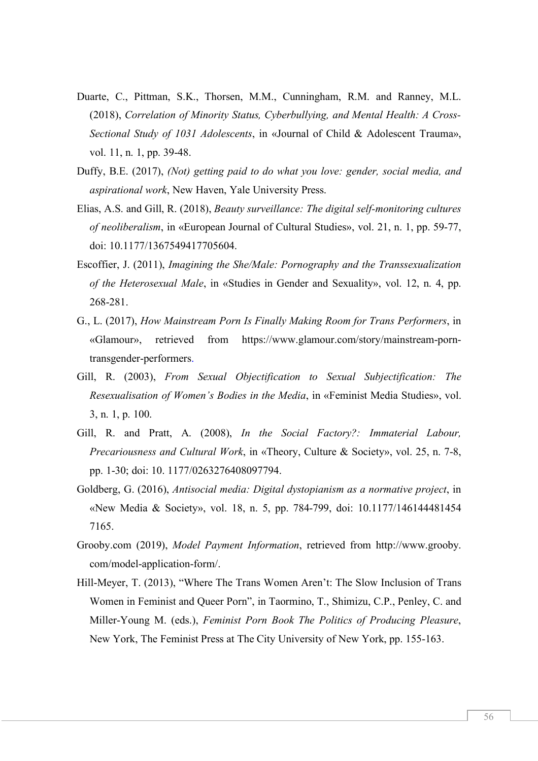Duarte, C., Pittman, S.K., Thorsen, M.M., Cunningham, R.M. and Ranney, M.L. (2018), *Correlation of Minority Status, Cyberbullying, and Mental Health: A Cross-Sectional Study of 1031 Adolescents*, in «Journal of Child & Adolescent Trauma», vol. 11, n. 1, pp. 39-48.

Duffy, B.E. (2017), *(Not) getting paid to do what you love: gender, social media, and aspirational work*, New Haven, Yale University Press.

Elias, A.S. and Gill, R. (2018), *Beauty surveillance: The digital self-monitoring cultures of neoliberalism*, in «European Journal of Cultural Studies», vol. 21, n. 1, pp. 59-77, doi: 10.1177/1367549417705604.

Escoffier, J. (2011), *Imagining the She/Male: Pornography and the Transsexualization of the Heterosexual Male*, in «Studies in Gender and Sexuality», vol. 12, n. 4, pp. 268-281.

G., L. (2017), *How Mainstream Porn Is Finally Making Room for Trans Performers*, in «Glamour», retrieved from https://www.glamour.com/story/mainstream-porn-transgender-performers.

Gill, R. (2003), *From Sexual Objectification to Sexual Subjectification: The Resexualisation of Women's Bodies in the Media*, in «Feminist Media Studies», vol. 3, n. 1, p. 100.

Gill, R. and Pratt, A. (2008), *In the Social Factory?: Immaterial Labour, Precariousness and Cultural Work*, in «Theory, Culture & Society», vol. 25, n. 7-8, pp. 1-30; doi: 10. 1177/0263276408097794.

Goldberg, G. (2016), *Antisocial media: Digital dystopianism as a normative project*, in «New Media & Society», vol. 18, n. 5, pp. 784-799, doi: 10.1177/146144481454 7165.

Grooby.com (2019), *Model Payment Information*, retrieved from http://www.grooby.com/model-application-form/.

Hill-Meyer, T. (2013), "Where The Trans Women Aren't: The Slow Inclusion of Trans Women in Feminist and Queer Porn", in Taormino, T., Shimizu, C.P., Penley, C. and Miller-Young M. (eds.), *Feminist Porn Book The Politics of Producing Pleasure*, New York, The Feminist Press at The City University of New York, pp. 155-163.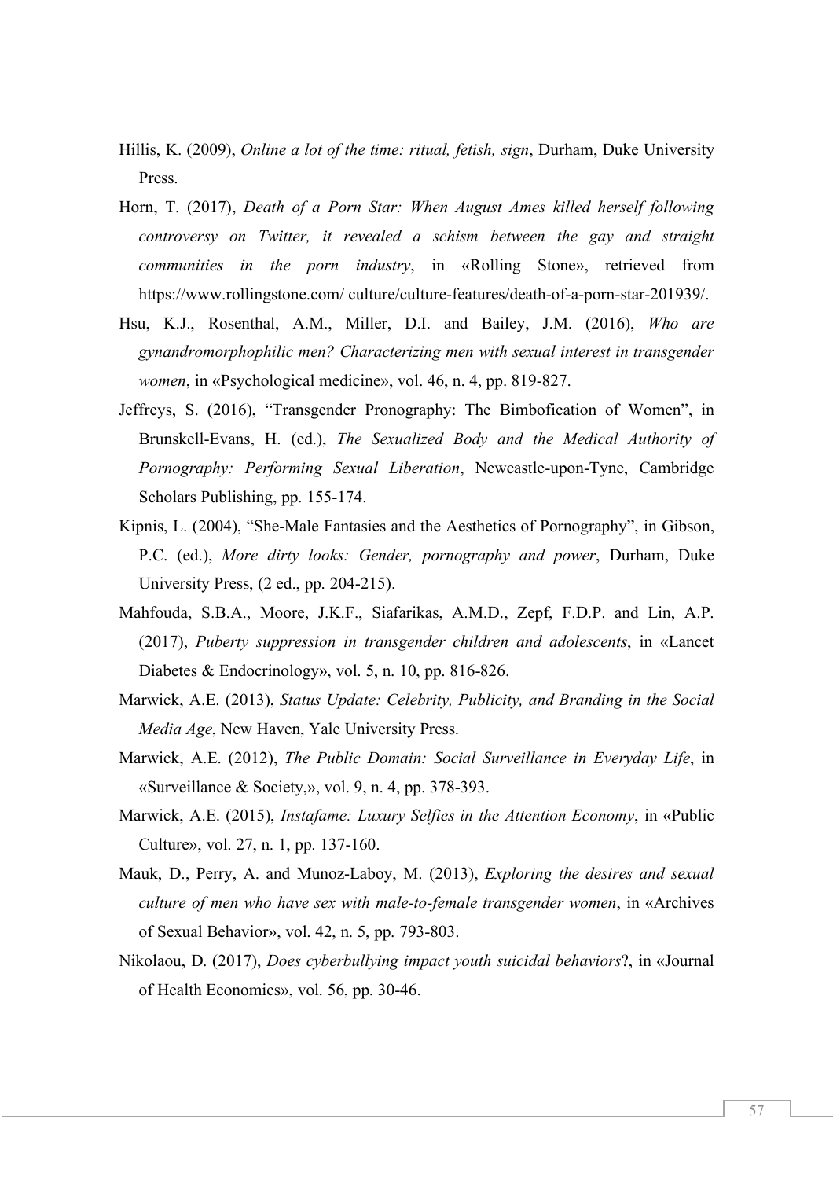Hillis, K. (2009), *Online a lot of the time: ritual, fetish, sign*, Durham, Duke University Press.

Horn, T. (2017), *Death of a Porn Star: When August Ames killed herself following controversy on Twitter, it revealed a schism between the gay and straight communities in the porn industry*, in «Rolling Stone», retrieved from https://www.rollingstone.com/ culture/culture-features/death-of-a-porn-star-201939/.

Hsu, K.J., Rosenthal, A.M., Miller, D.I. and Bailey, J.M. (2016), *Who are gynandromorphophilic men? Characterizing men with sexual interest in transgender women*, in «Psychological medicine», vol. 46, n. 4, pp. 819-827.

Jeffreys, S. (2016), "Transgender Pronography: The Bimbofication of Women", in Brunskell-Evans, H. (ed.), *The Sexualized Body and the Medical Authority of Pornography: Performing Sexual Liberation*, Newcastle-upon-Tyne, Cambridge Scholars Publishing, pp. 155-174.

Kipnis, L. (2004), "She-Male Fantasies and the Aesthetics of Pornography", in Gibson, P.C. (ed.), *More dirty looks: Gender, pornography and power*, Durham, Duke University Press, (2 ed., pp. 204-215).

Mahfouda, S.B.A., Moore, J.K.F., Siafarikas, A.M.D., Zepf, F.D.P. and Lin, A.P. (2017), *Puberty suppression in transgender children and adolescents*, in «Lancet Diabetes & Endocrinology», vol. 5, n. 10, pp. 816-826.

Marwick, A.E. (2013), *Status Update: Celebrity, Publicity, and Branding in the Social Media Age*, New Haven, Yale University Press.

Marwick, A.E. (2012), *The Public Domain: Social Surveillance in Everyday Life*, in «Surveillance & Society,», vol. 9, n. 4, pp. 378-393.

Marwick, A.E. (2015), *Instafame: Luxury Selfies in the Attention Economy*, in «Public Culture», vol. 27, n. 1, pp. 137-160.

Mauk, D., Perry, A. and Munoz-Laboy, M. (2013), *Exploring the desires and sexual culture of men who have sex with male-to-female transgender women*, in «Archives of Sexual Behavior», vol. 42, n. 5, pp. 793-803.

Nikolaou, D. (2017), *Does cyberbullying impact youth suicidal behaviors*?, in «Journal of Health Economics», vol. 56, pp. 30-46.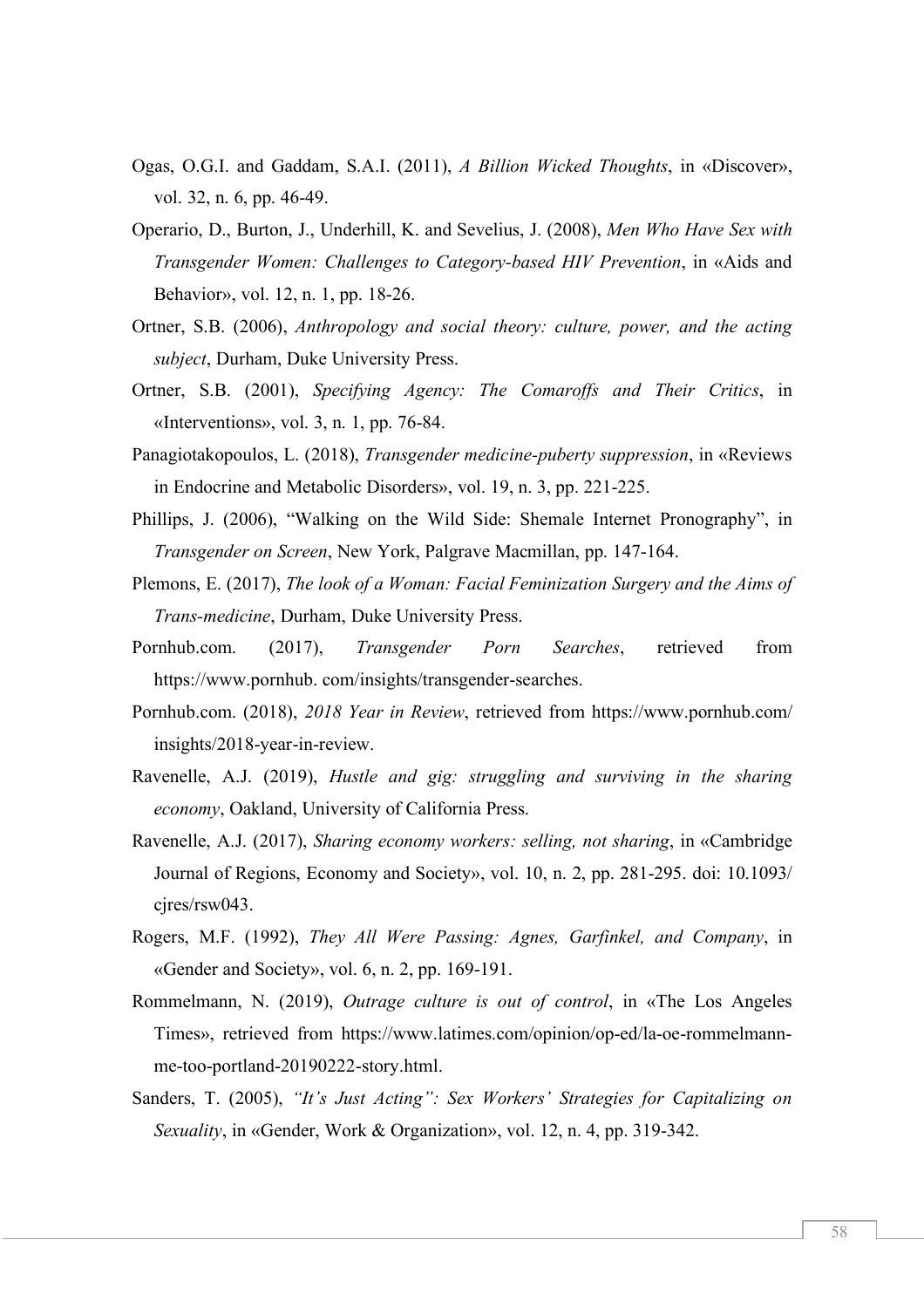Ogas, O.G.I. and Gaddam, S.A.I. (2011), *A Billion Wicked Thoughts*, in «Discover», vol. 32, n. 6, pp. 46-49.

Operario, D., Burton, J., Underhill, K. and Sevelius, J. (2008), *Men Who Have Sex with Transgender Women: Challenges to Category-based HIV Prevention*, in «Aids and Behavior», vol. 12, n. 1, pp. 18-26.

Ortner, S.B. (2006), *Anthropology and social theory: culture, power, and the acting subject*, Durham, Duke University Press.

Ortner, S.B. (2001), *Specifying Agency: The Comaroffs and Their Critics*, in «Interventions», vol. 3, n. 1, pp. 76-84.

Panagiotakopoulos, L. (2018), *Transgender medicine-puberty suppression*, in «Reviews in Endocrine and Metabolic Disorders», vol. 19, n. 3, pp. 221-225.

Phillips, J. (2006), "Walking on the Wild Side: Shemale Internet Pronography", in *Transgender on Screen*, New York, Palgrave Macmillan, pp. 147-164.

Plemons, E. (2017), *The look of a Woman: Facial Feminization Surgery and the Aims of Trans-medicine*, Durham, Duke University Press.

Pornhub.com. (2017), *Transgender Porn Searches*, retrieved from https://www.pornhub. com/insights/transgender-searches.

Pornhub.com. (2018), *2018 Year in Review*, retrieved from https://www.pornhub.com/ insights/2018-year-in-review.

Ravenelle, A.J. (2019), *Hustle and gig: struggling and surviving in the sharing economy*, Oakland, University of California Press.

Ravenelle, A.J. (2017), *Sharing economy workers: selling, not sharing*, in «Cambridge Journal of Regions, Economy and Society», vol. 10, n. 2, pp. 281-295. doi: 10.1093/ cjres/rsw043.

Rogers, M.F. (1992), *They All Were Passing: Agnes, Garfinkel, and Company*, in «Gender and Society», vol. 6, n. 2, pp. 169-191.

Rommelmann, N. (2019), *Outrage culture is out of control*, in «The Los Angeles Times», retrieved from https://www.latimes.com/opinion/op-ed/la-oe-rommelmann-me-too-portland-20190222-story.html.

Sanders, T. (2005), *"It's Just Acting": Sex Workers' Strategies for Capitalizing on Sexuality*, in «Gender, Work & Organization», vol. 12, n. 4, pp. 319-342.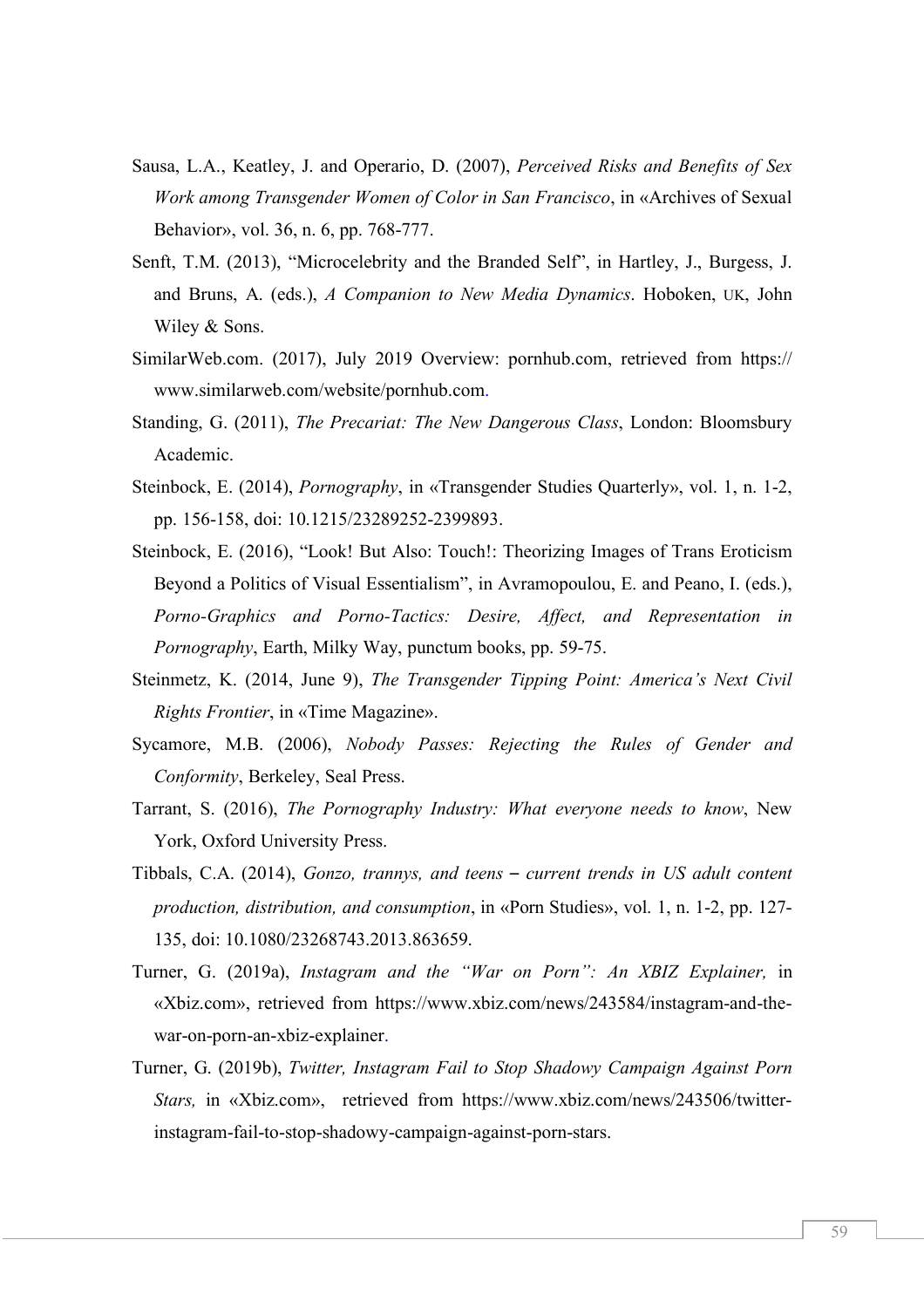Sausa, L.A., Keatley, J. and Operario, D. (2007), *Perceived Risks and Benefits of Sex Work among Transgender Women of Color in San Francisco*, in «Archives of Sexual Behavior», vol. 36, n. 6, pp. 768-777.

Senft, T.M. (2013), "Microcelebrity and the Branded Self", in Hartley, J., Burgess, J. and Bruns, A. (eds.), *A Companion to New Media Dynamics*. Hoboken, UK, John Wiley & Sons.

SimilarWeb.com. (2017), July 2019 Overview: pornhub.com, retrieved from https://www.similarweb.com/website/pornhub.com.

Standing, G. (2011), *The Precariat: The New Dangerous Class*, London: Bloomsbury Academic.

Steinbock, E. (2014), *Pornography*, in «Transgender Studies Quarterly», vol. 1, n. 1-2, pp. 156-158, doi: 10.1215/23289252-2399893.

Steinbock, E. (2016), "Look! But Also: Touch!: Theorizing Images of Trans Eroticism Beyond a Politics of Visual Essentialism", in Avramopoulou, E. and Peano, I. (eds.), *Porno-Graphics and Porno-Tactics: Desire, Affect, and Representation in Pornography*, Earth, Milky Way, punctum books, pp. 59-75.

Steinmetz, K. (2014, June 9), *The Transgender Tipping Point: America's Next Civil Rights Frontier*, in «Time Magazine».

Sycamore, M.B. (2006), *Nobody Passes: Rejecting the Rules of Gender and Conformity*, Berkeley, Seal Press.

Tarrant, S. (2016), *The Pornography Industry: What everyone needs to know*, New York, Oxford University Press.

Tibbals, C.A. (2014), *Gonzo, trannys, and teens – current trends in US adult content production, distribution, and consumption*, in «Porn Studies», vol. 1, n. 1-2, pp. 127-135, doi: 10.1080/23268743.2013.863659.

Turner, G. (2019a), *Instagram and the "War on Porn": An XBIZ Explainer,* in «Xbiz.com», retrieved from https://www.xbiz.com/news/243584/instagram-and-the-war-on-porn-an-xbiz-explainer.

Turner, G. (2019b), *Twitter, Instagram Fail to Stop Shadowy Campaign Against Porn Stars,* in «Xbiz.com», retrieved from https://www.xbiz.com/news/243506/twitter-instagram-fail-to-stop-shadowy-campaign-against-porn-stars.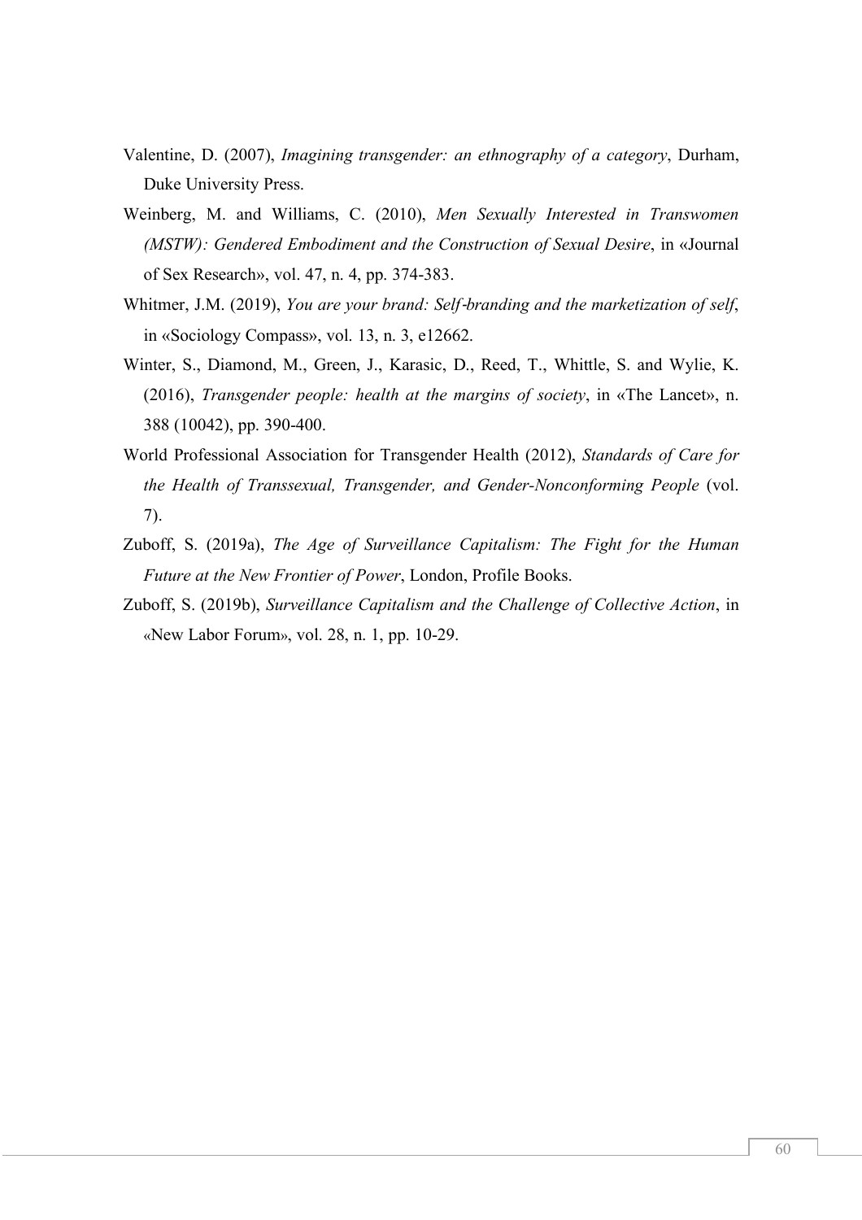Valentine, D. (2007), *Imagining transgender: an ethnography of a category*, Durham, Duke University Press.

Weinberg, M. and Williams, C. (2010), *Men Sexually Interested in Transwomen (MSTW): Gendered Embodiment and the Construction of Sexual Desire*, in «Journal of Sex Research», vol. 47, n. 4, pp. 374-383.

Whitmer, J.M. (2019), *You are your brand: Self-branding and the marketization of self*, in «Sociology Compass», vol. 13, n. 3, e12662.

Winter, S., Diamond, M., Green, J., Karasic, D., Reed, T., Whittle, S. and Wylie, K. (2016), *Transgender people: health at the margins of society*, in «The Lancet», n. 388 (10042), pp. 390-400.

World Professional Association for Transgender Health (2012), *Standards of Care for the Health of Transsexual, Transgender, and Gender-Nonconforming People* (vol. 7).

Zuboff, S. (2019a), *The Age of Surveillance Capitalism: The Fight for the Human Future at the New Frontier of Power*, London, Profile Books.

Zuboff, S. (2019b), *Surveillance Capitalism and the Challenge of Collective Action*, in «New Labor Forum», vol. 28, n. 1, pp. 10-29.